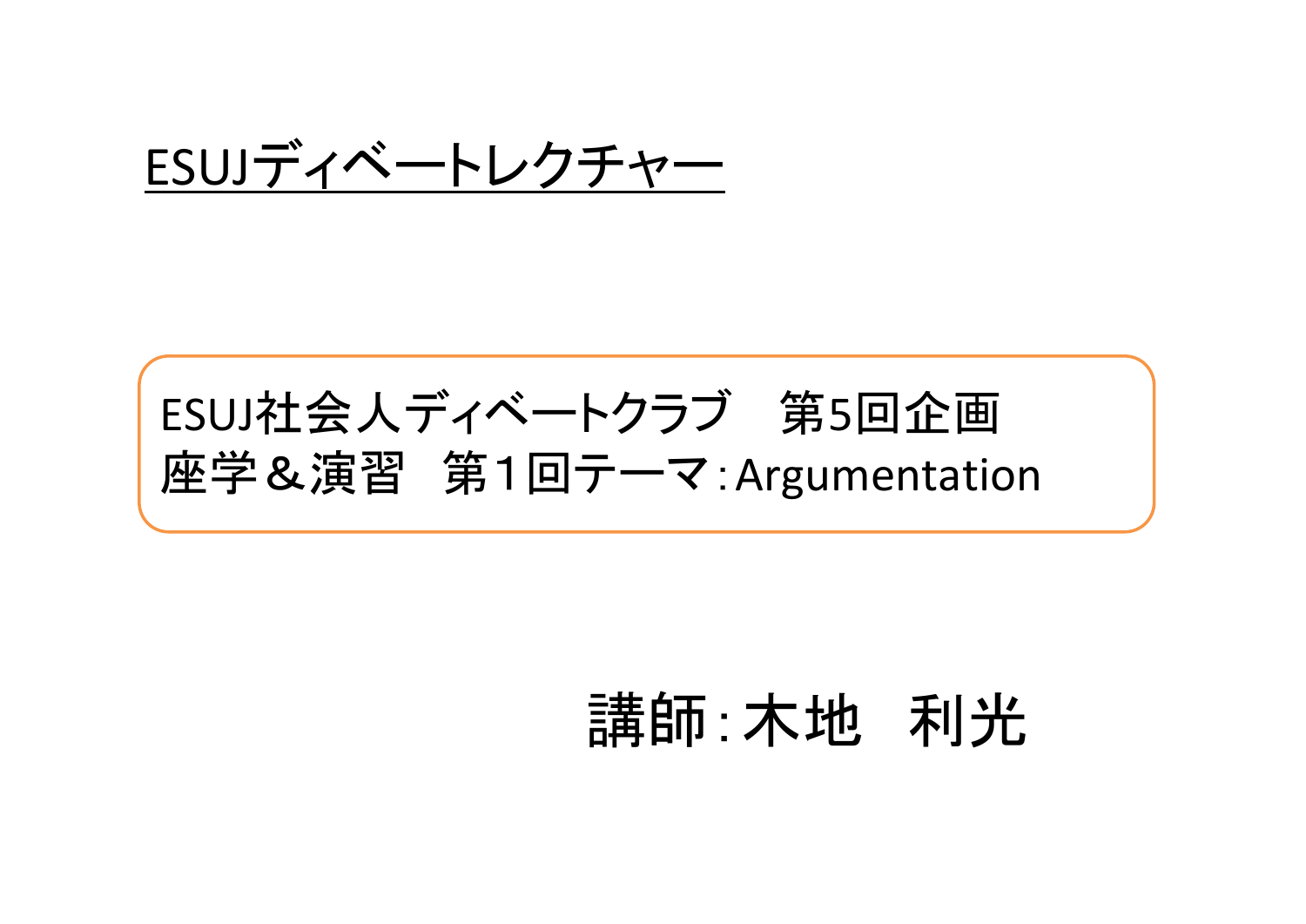# ESUJディベートレクチャー

ESUJ社会人ディベートクラブ　第5回企画
座学＆演習　第１回テーマ：Argumentation

講師：木地　利光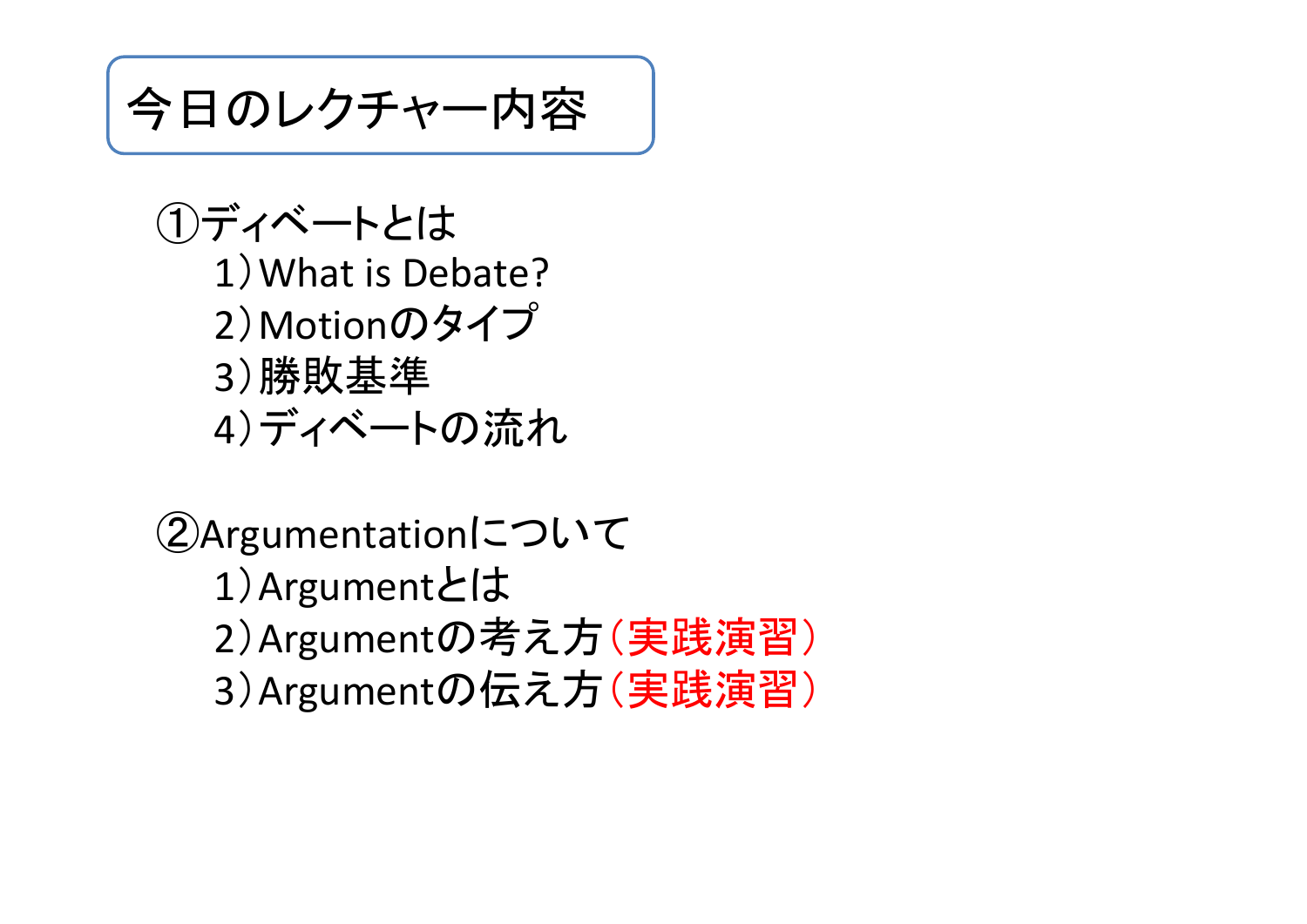# 今日のレクチャー内容

①ディベートとは

1）What is Debate?
2）Motionのタイプ
3）勝敗基準
4）ディベートの流れ

②Argumentationについて

1）Argumentとは
2）Argumentの考え方（実践演習）
3）Argumentの伝え方（実践演習）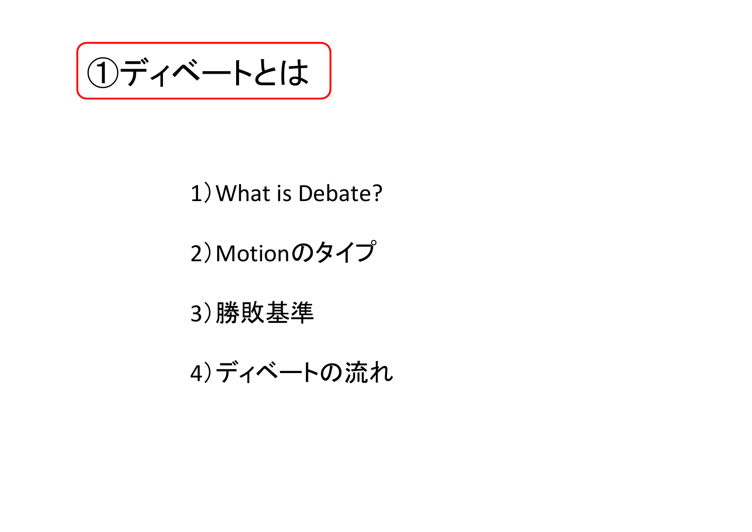# ①ディベートとは

1）What is Debate?

2）Motionのタイプ

3）勝敗基準

4）ディベートの流れ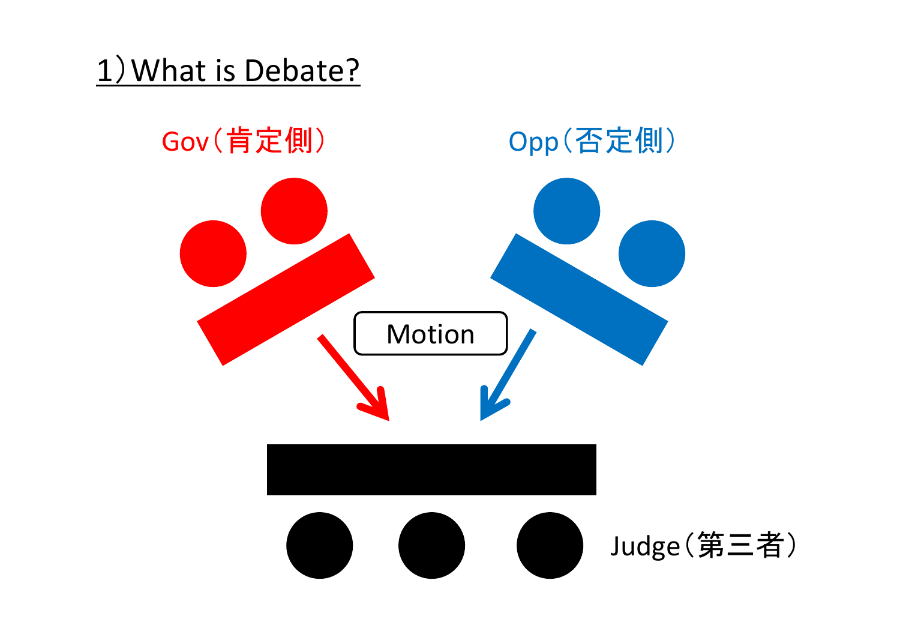# 1）What is Debate?

Gov（肯定側）

Opp（否定側）

Motion

Judge（第三者）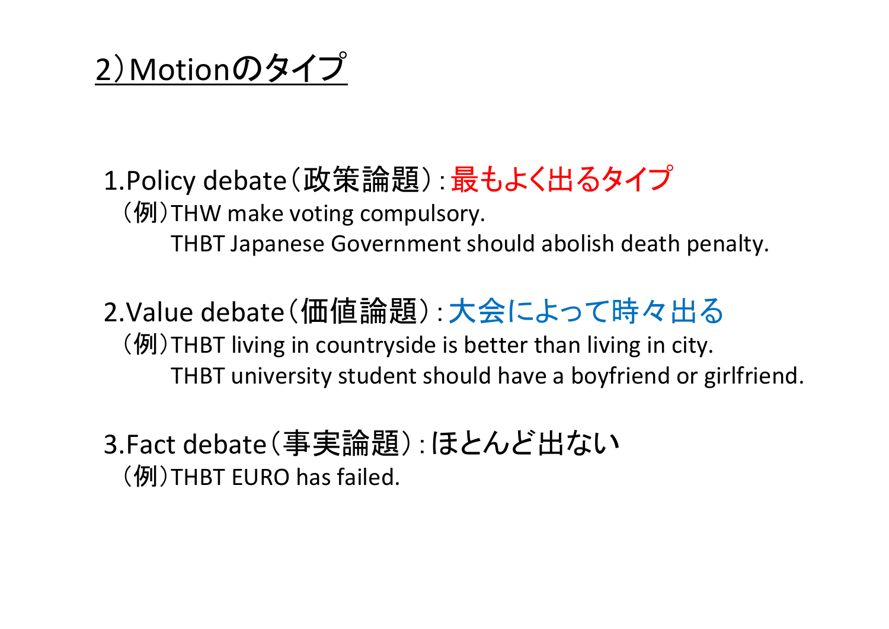## 2）Motionのタイプ

1.Policy debate（政策論題）: 最もよく出るタイプ

（例）THW make voting compulsory.

THBT Japanese Government should abolish death penalty.

2.Value debate（価値論題）: 大会によって時々出る

（例）THBT living in countryside is better than living in city.

THBT university student should have a boyfriend or girlfriend.

3.Fact debate（事実論題）: ほとんど出ない

（例）THBT EURO has failed.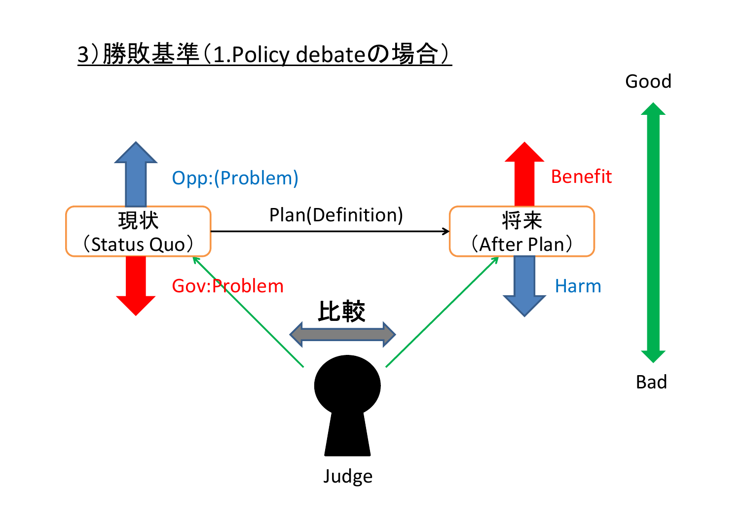# 3）勝敗基準（1.Policy debateの場合）

Good

Opp:(Problem)

Benefit

現状
（Status Quo）

Plan(Definition)

将来
（After Plan）

Gov:Problem

Harm

比較

Bad

Judge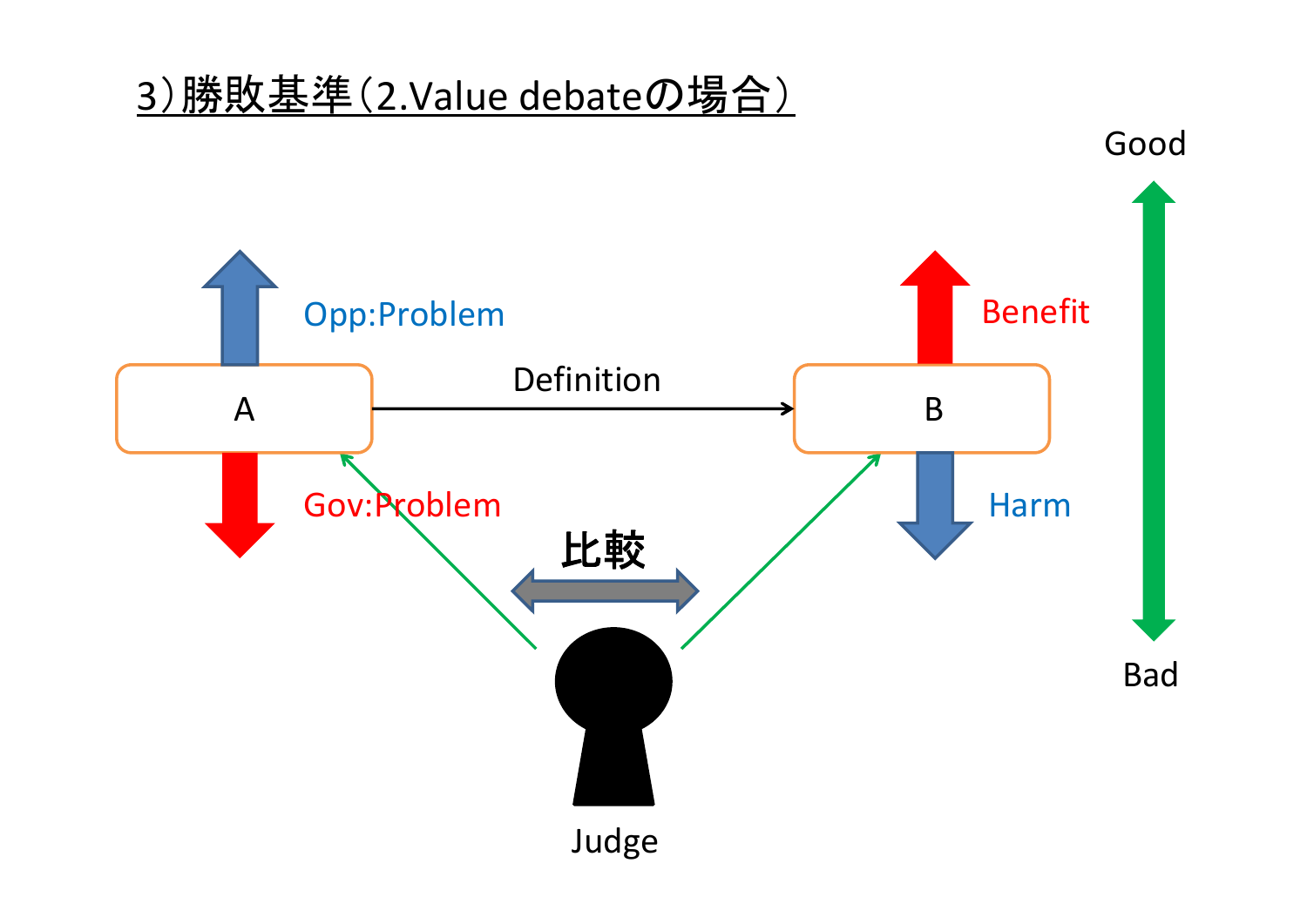## 3）勝敗基準（2.Value debateの場合）

Good

Opp:Problem

Benefit

A

Definition

B

Gov:Problem

Harm

比較

Judge

Bad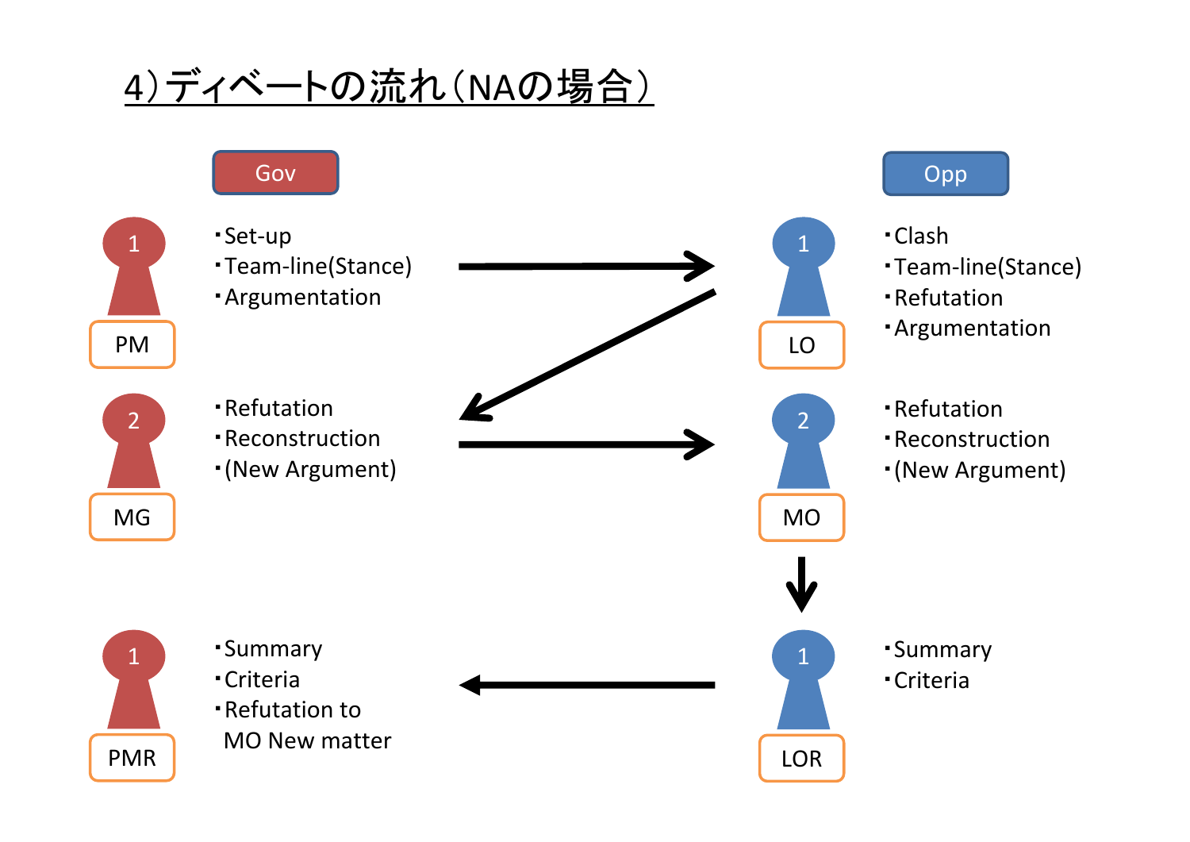# 4）ディベートの流れ（NAの場合）

**Gov**

**1 PM**
- Set-up
- Team-line(Stance)
- Argumentation

**2 MG**
- Refutation
- Reconstruction
- (New Argument)

**1 PMR**
- Summary
- Criteria
- Refutation to MO New matter

**Opp**

**1 LO**
- Clash
- Team-line(Stance)
- Refutation
- Argumentation

**2 MO**
- Refutation
- Reconstruction
- (New Argument)

**1 LOR**
- Summary
- Criteria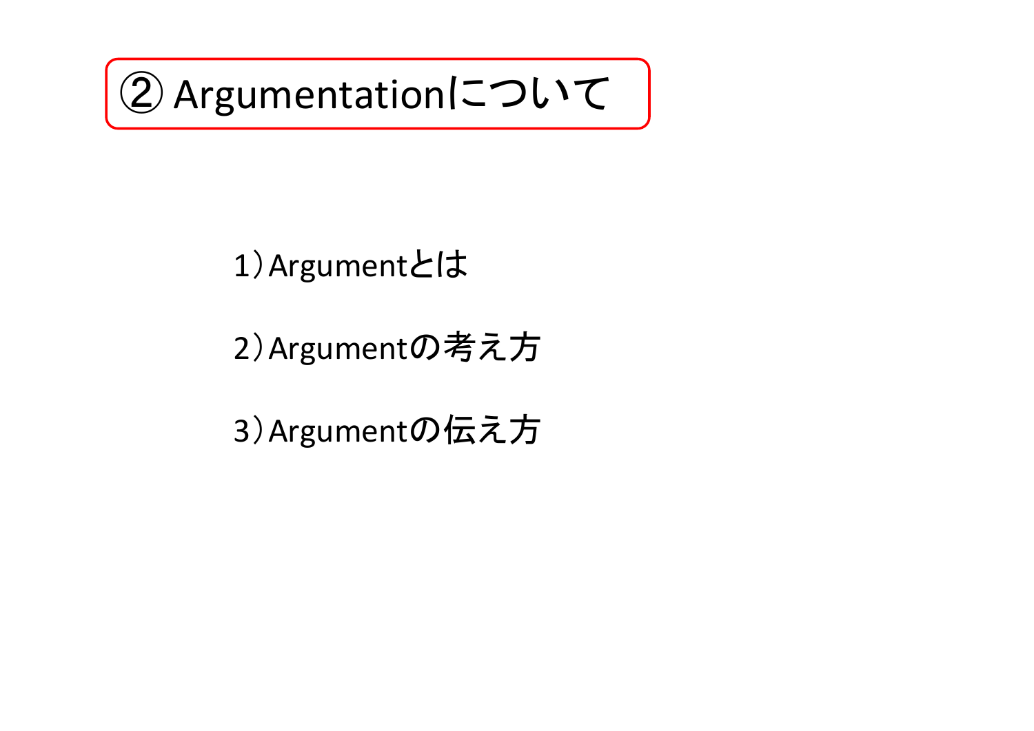# ② Argumentationについて

1）Argumentとは

2）Argumentの考え方

3）Argumentの伝え方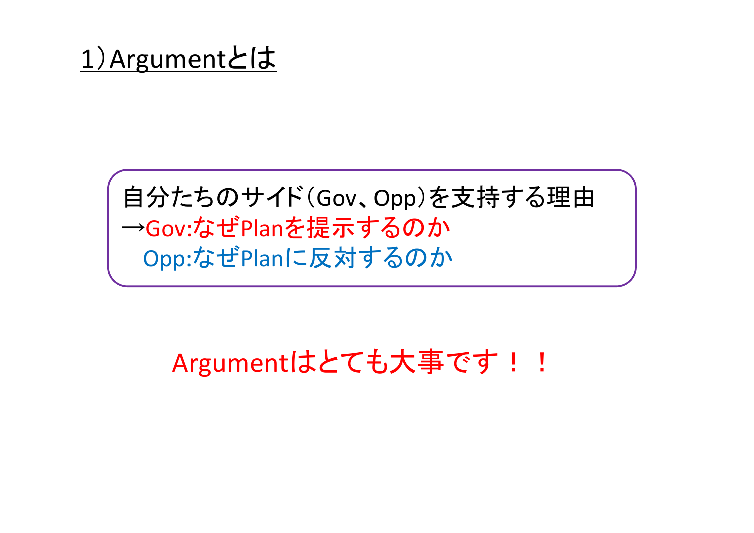## 1）Argumentとは

自分たちのサイド（Gov、Opp）を支持する理由
→Gov:なぜPlanを提示するのか
　Opp:なぜPlanに反対するのか

Argumentはとても大事です！！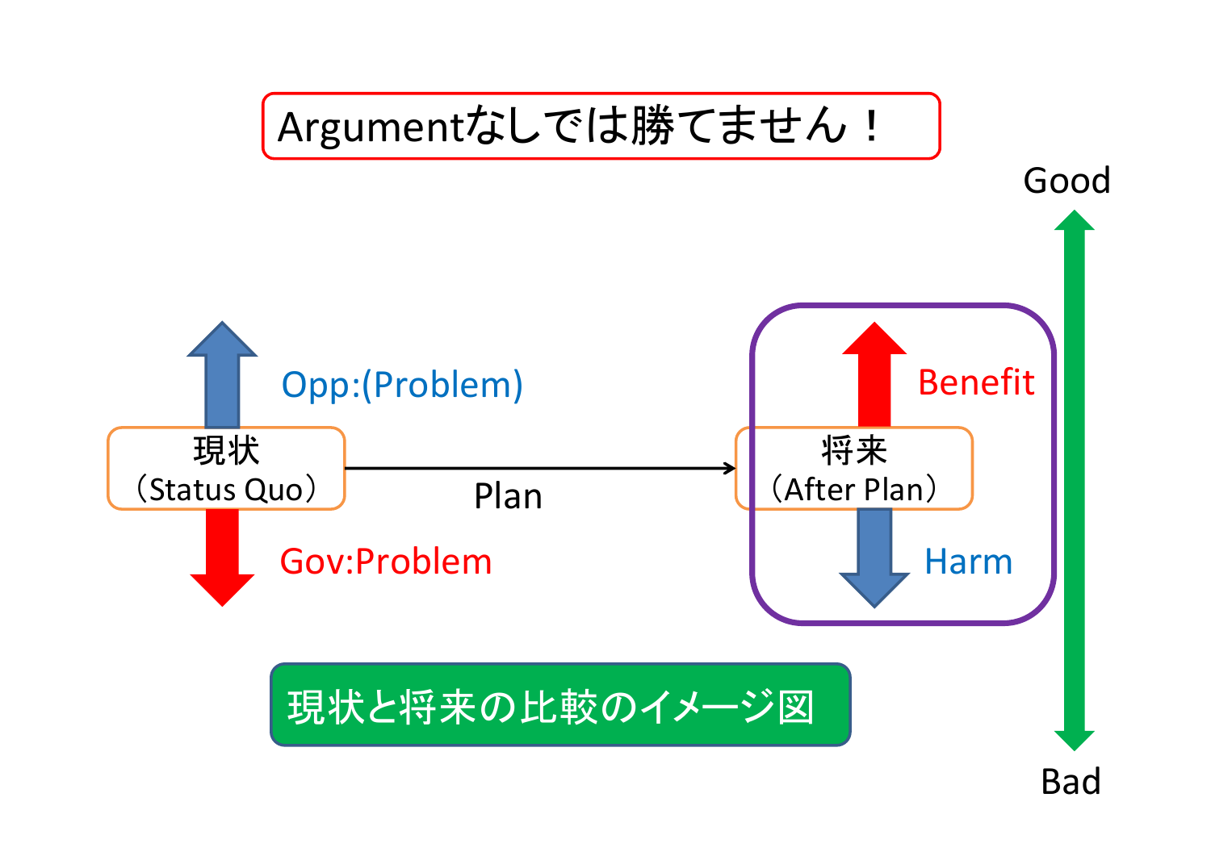Argumentなしでは勝てません！

Good

Opp:(Problem)

現状
（Status Quo）

Plan

Gov:Problem

Benefit

将来
（After Plan）

Harm

Bad

現状と将来の比較のイメージ図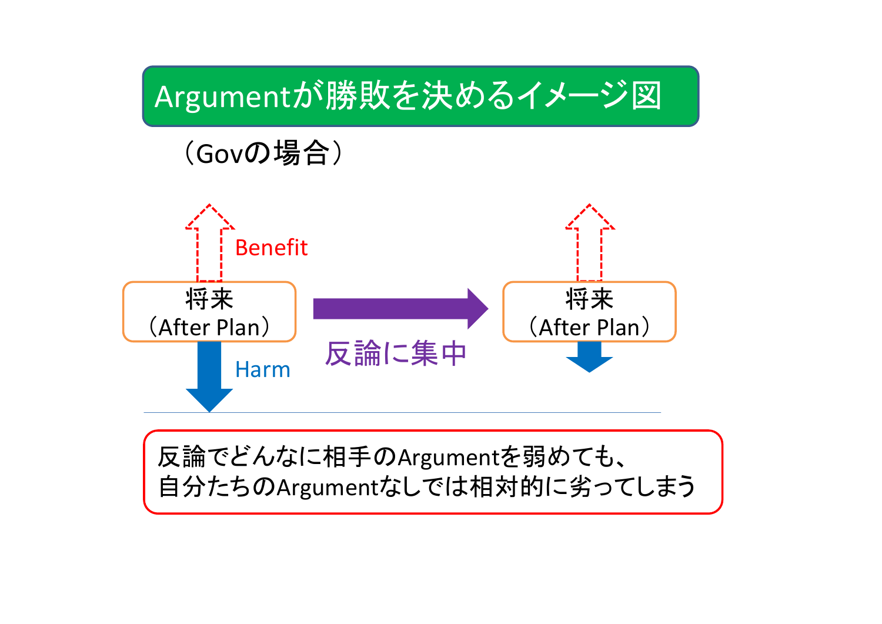# Argumentが勝敗を決めるイメージ図

（Govの場合）

Benefit

将来
（After Plan）

Harm

反論に集中

将来
（After Plan）

反論でどんなに相手のArgumentを弱めても、
自分たちのArgumentなしでは相対的に劣ってしまう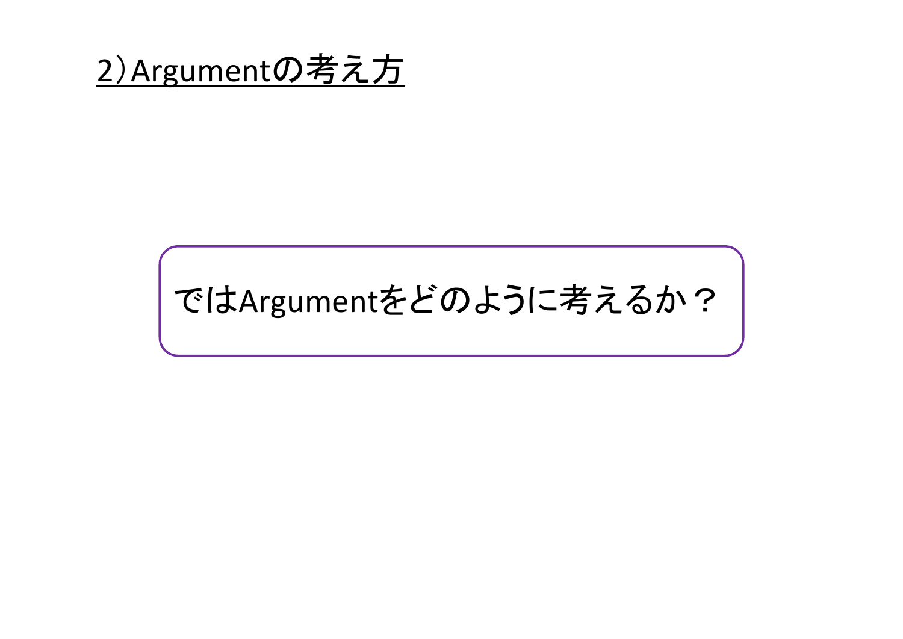## 2）Argumentの考え方

ではArgumentをどのように考えるか？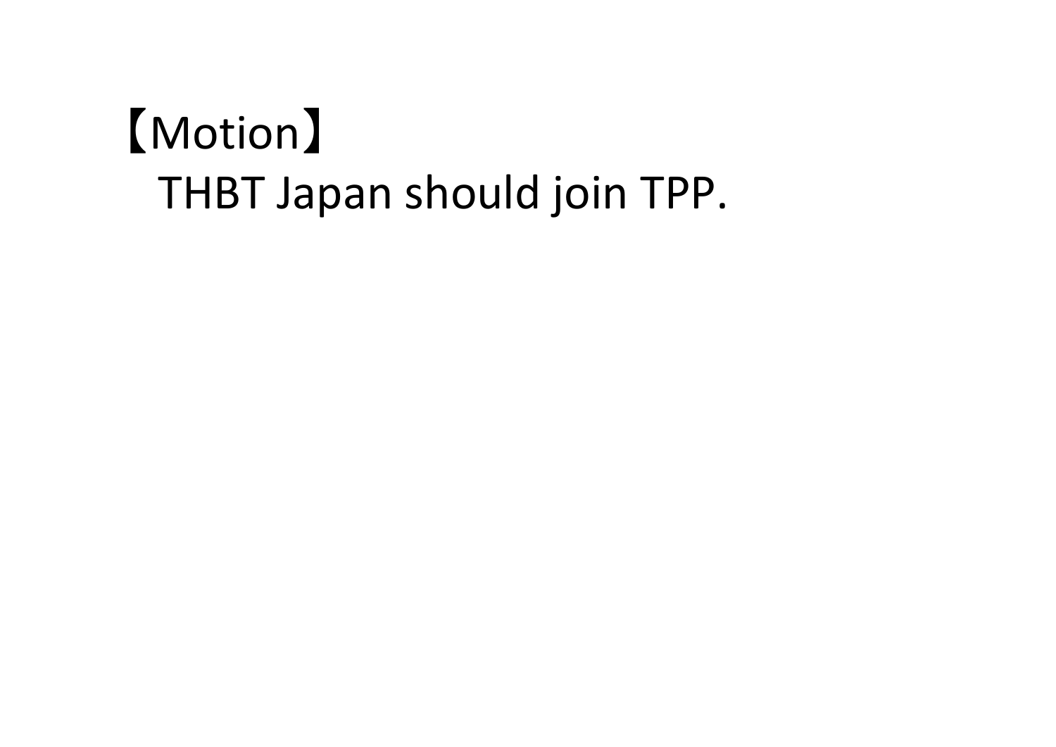【Motion】

THBT Japan should join TPP.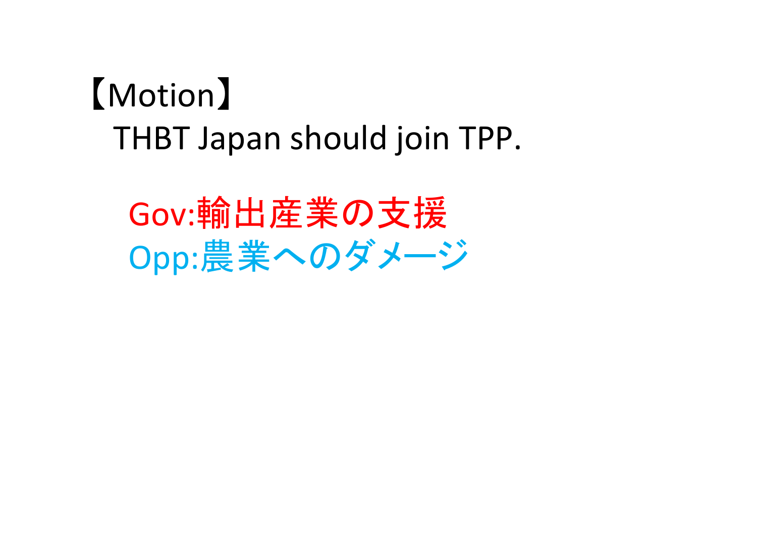【Motion】

THBT Japan should join TPP.

Gov:輸出産業の支援

Opp:農業へのダメージ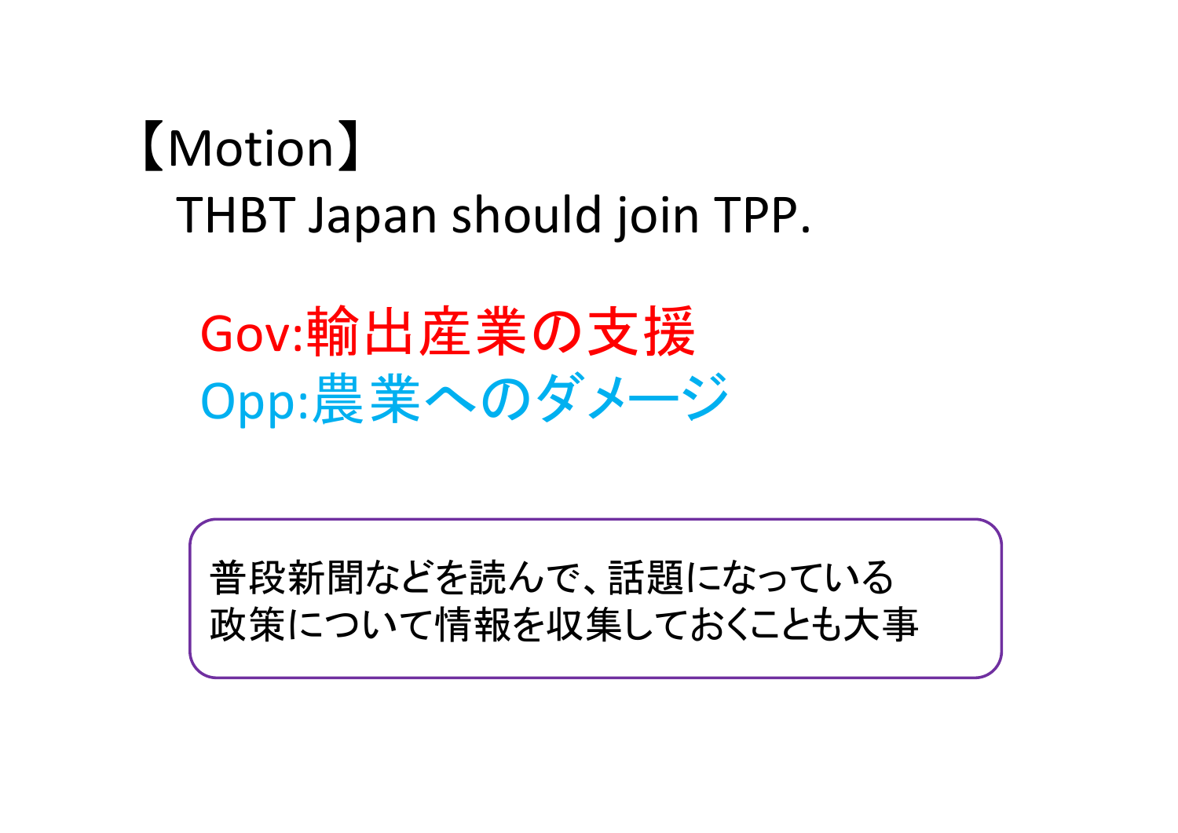【Motion】

THBT Japan should join TPP.

Gov:輸出産業の支援

Opp:農業へのダメージ

普段新聞などを読んで、話題になっている
政策について情報を収集しておくことも大事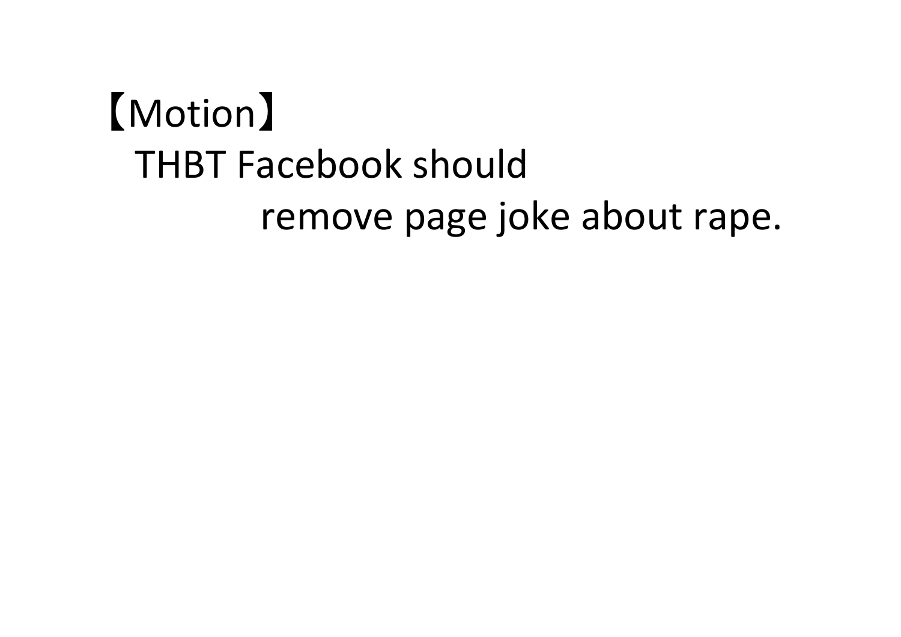【Motion】

THBT Facebook should remove page joke about rape.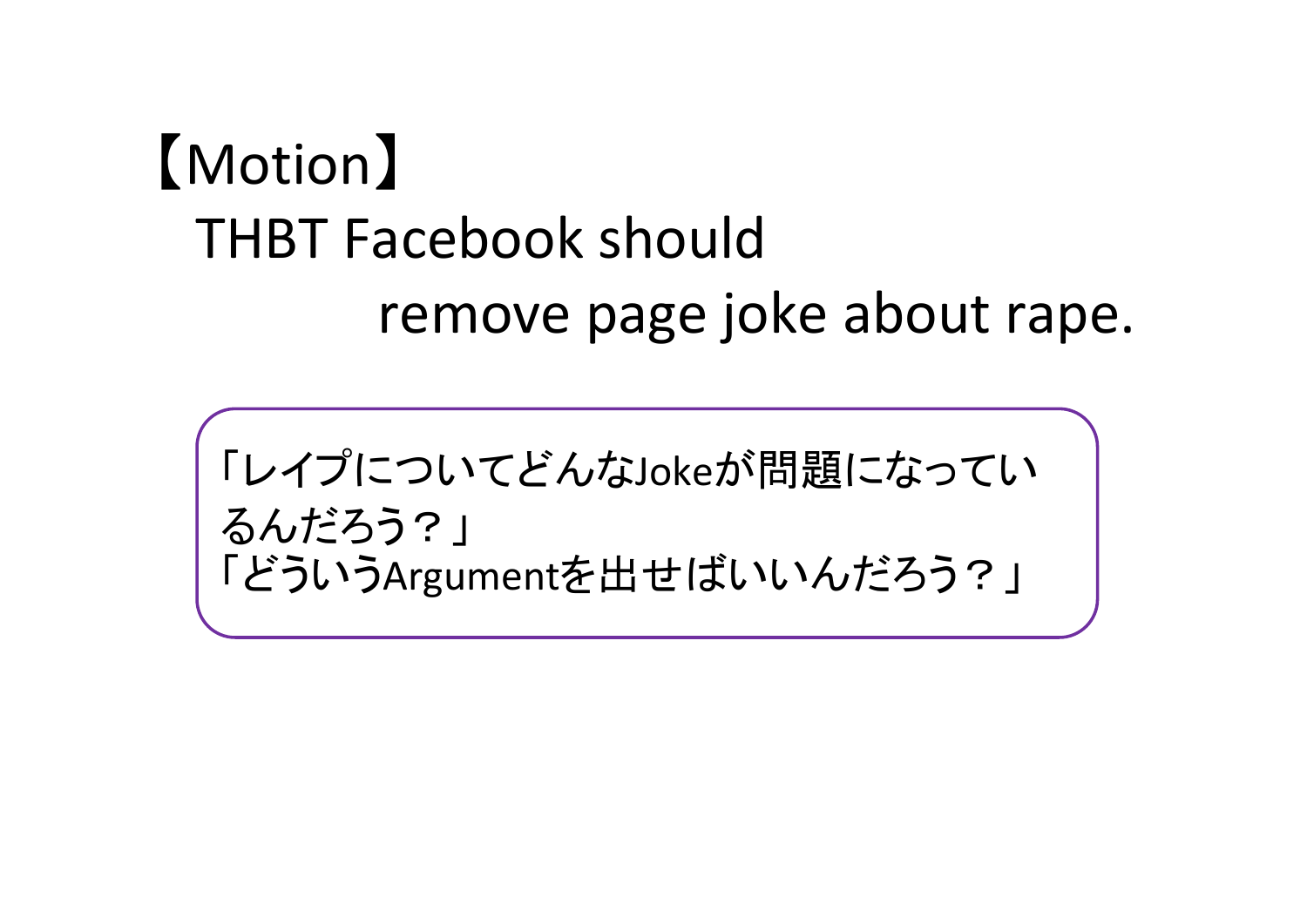【Motion】

THBT Facebook should remove page joke about rape.

「レイプについてどんなJokeが問題になっているんだろう？」
「どういうArgumentを出せばいいんだろう？」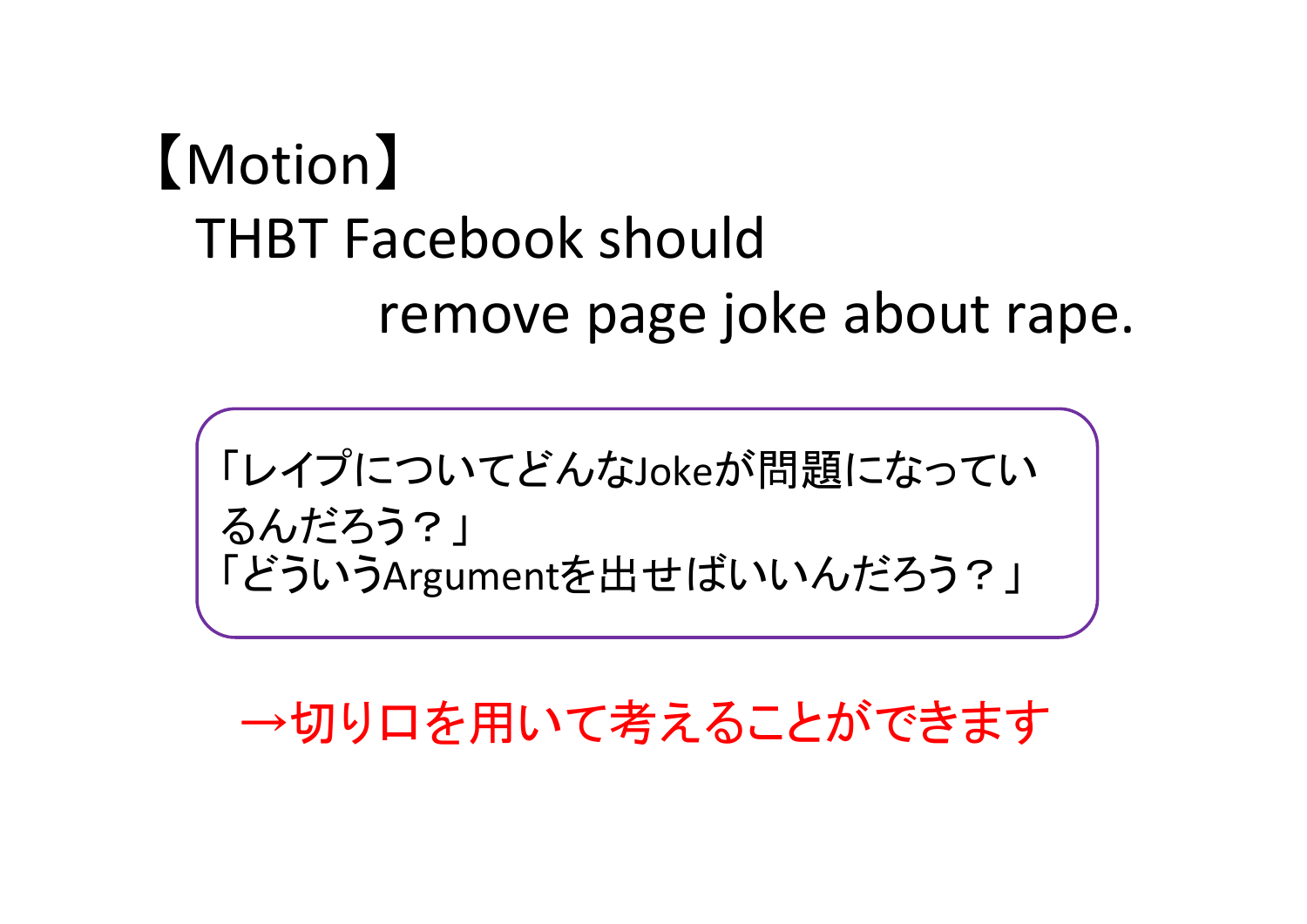【Motion】

THBT Facebook should remove page joke about rape.

「レイプについてどんなJokeが問題になっているんだろう？」
「どういうArgumentを出せばいいんだろう？」

→切り口を用いて考えることができます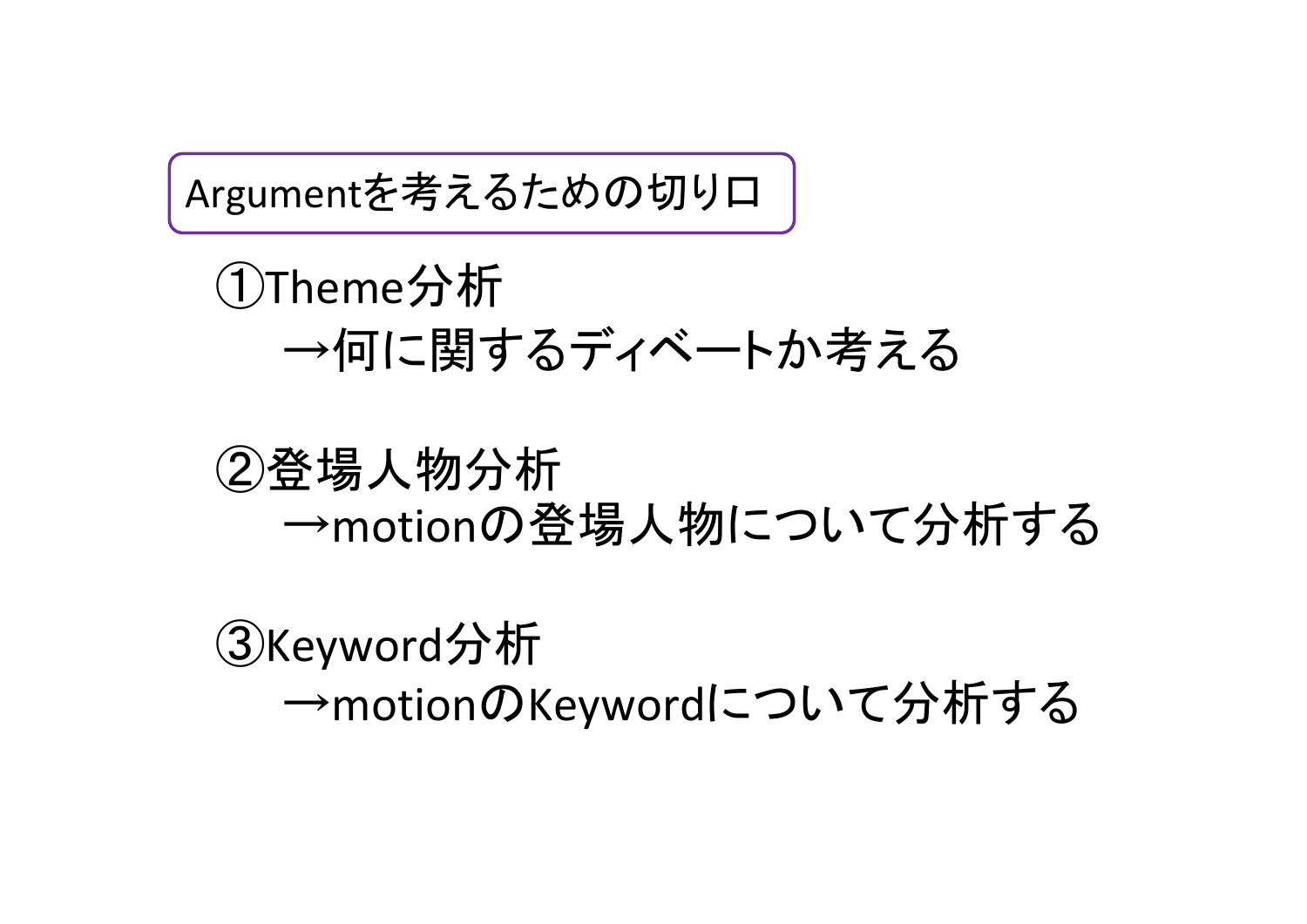## Argumentを考えるための切り口

①Theme分析
　→何に関するディベートか考える

②登場人物分析
　→motionの登場人物について分析する

③Keyword分析
　→motionのKeywordについて分析する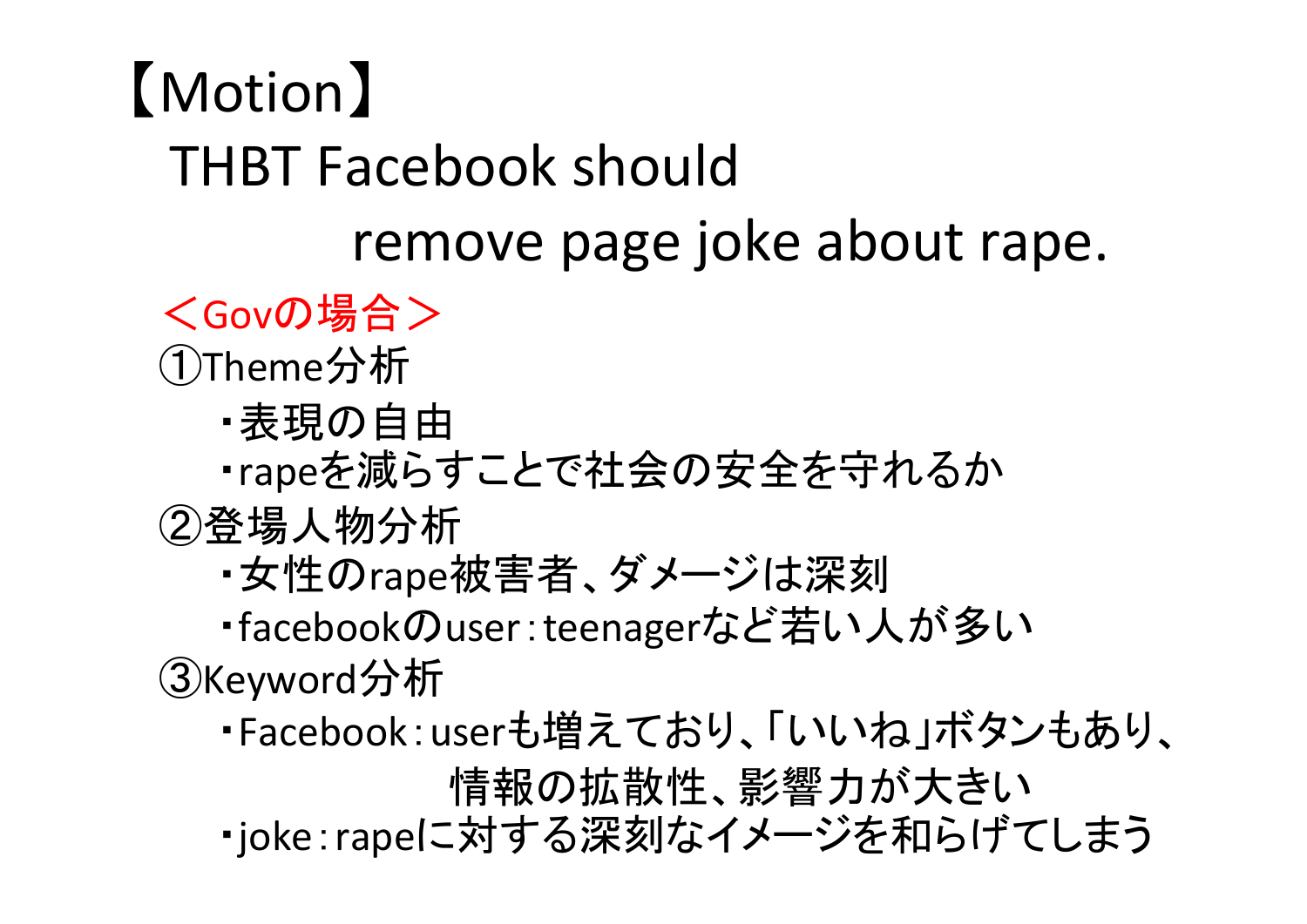# 【Motion】

## THBT Facebook should remove page joke about rape.

＜Govの場合＞

①Theme分析

- ・表現の自由
- ・rapeを減らすことで社会の安全を守れるか

②登場人物分析

- ・女性のrape被害者、ダメージは深刻
- ・facebookのuser：teenagerなど若い人が多い

③Keyword分析

- ・Facebook：userも増えており、「いいね」ボタンもあり、情報の拡散性、影響力が大きい
- ・joke：rapeに対する深刻なイメージを和らげてしまう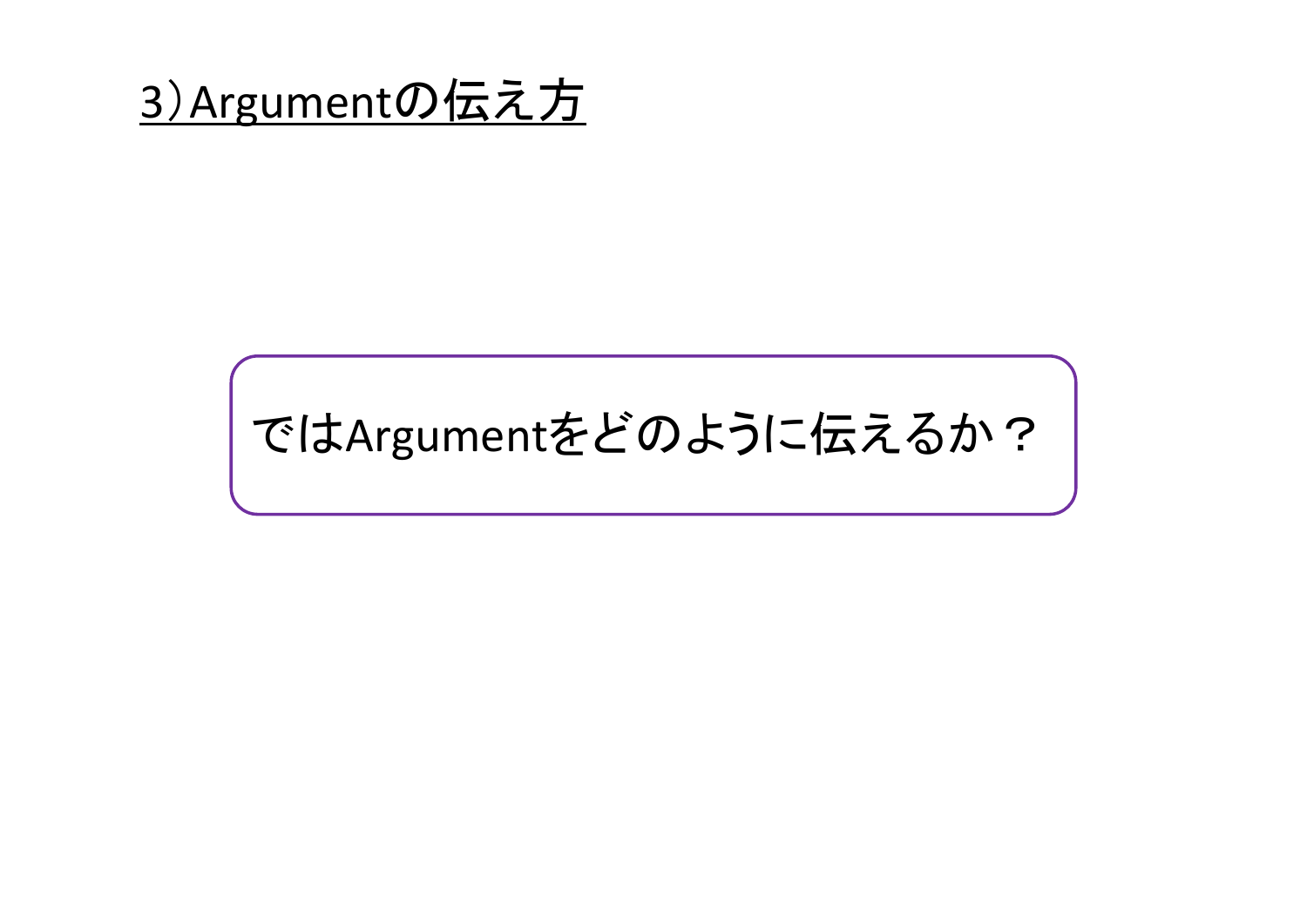## 3）Argumentの伝え方

ではArgumentをどのように伝えるか？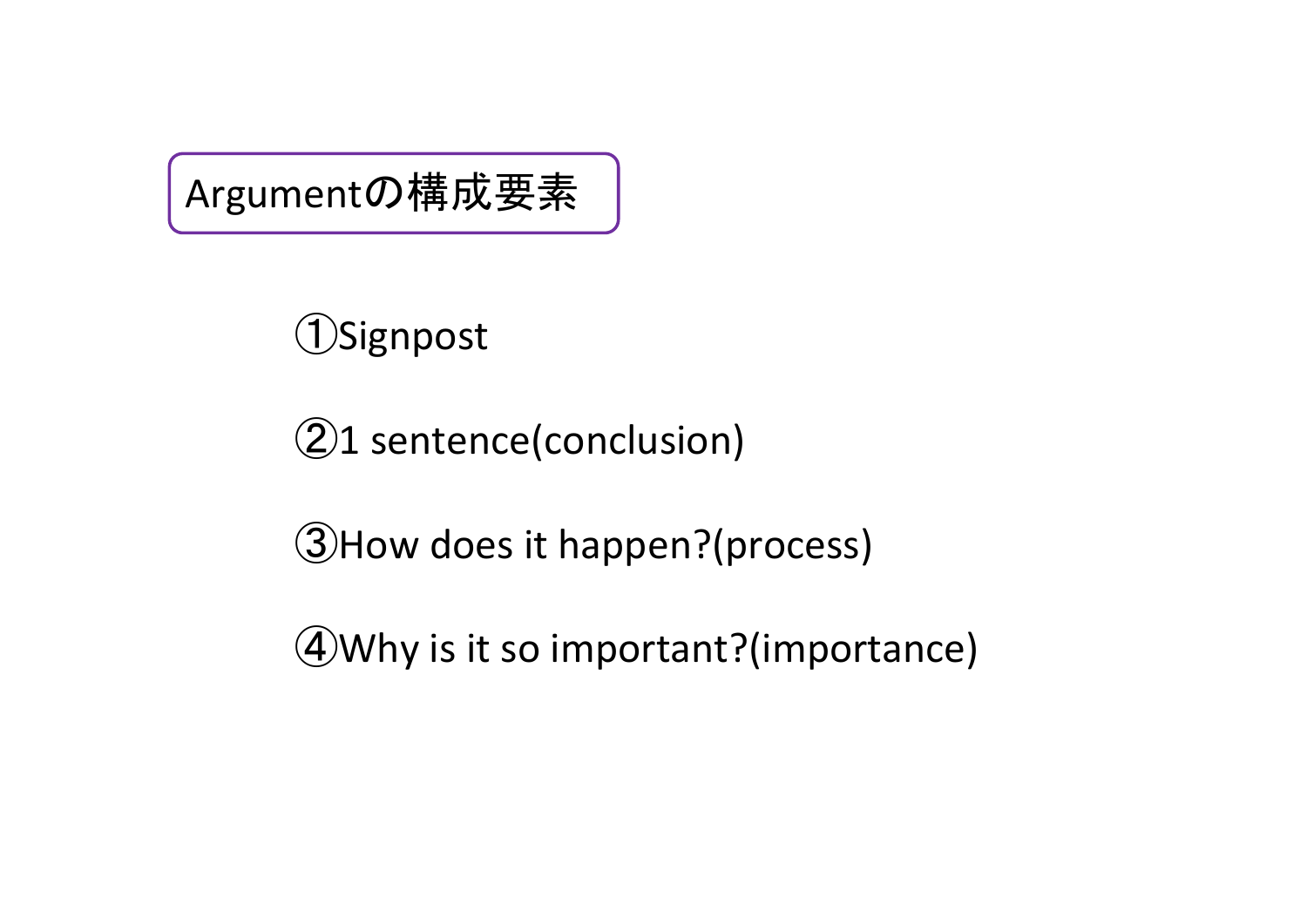## Argumentの構成要素

①Signpost

②1 sentence(conclusion)

③How does it happen?(process)

④Why is it so important?(importance)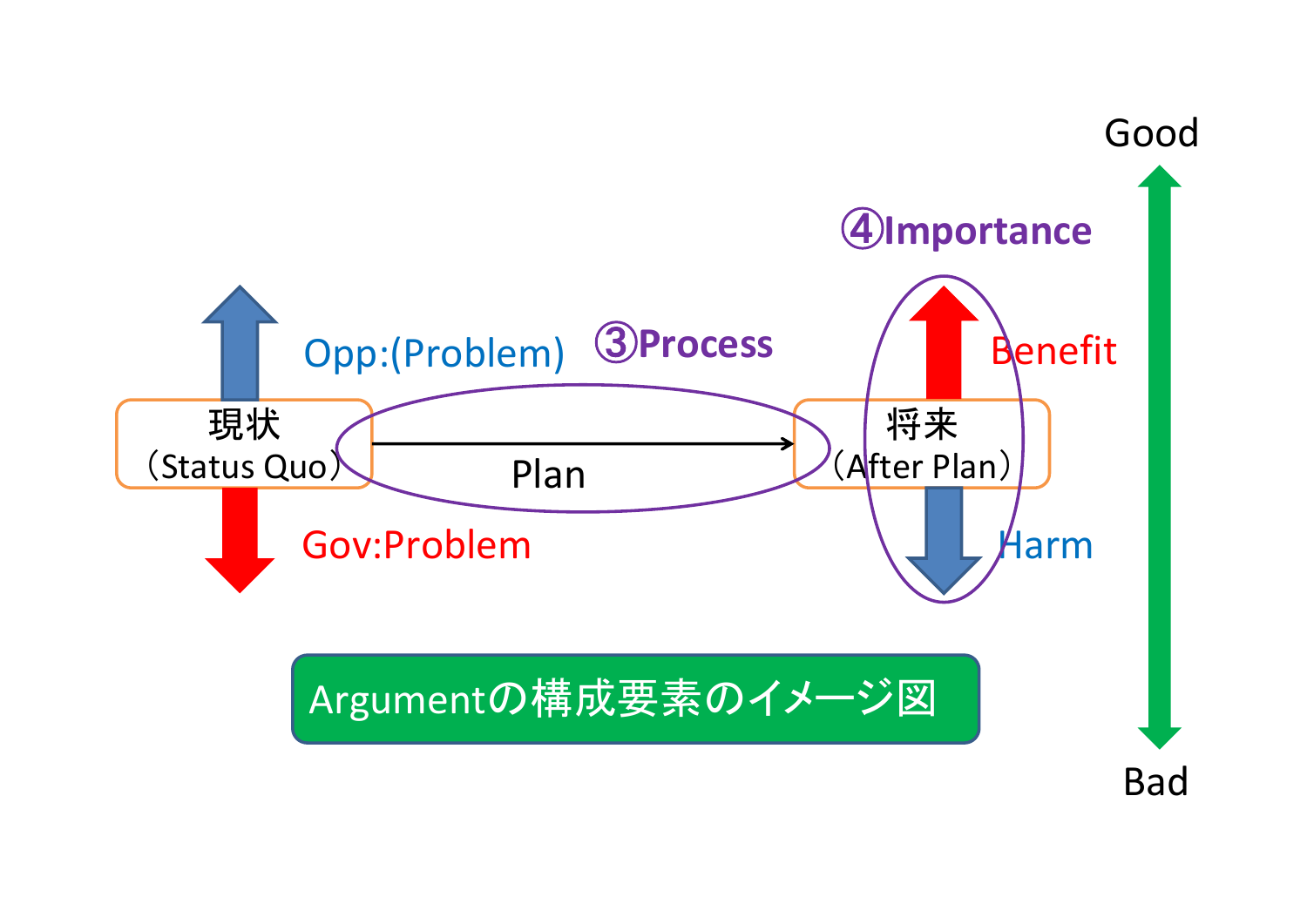Good

④Importance

Opp:(Problem)

③Process

Benefit

現状
（Status Quo）

Plan

将来
（After Plan）

Gov:Problem

Harm

Argumentの構成要素のイメージ図

Bad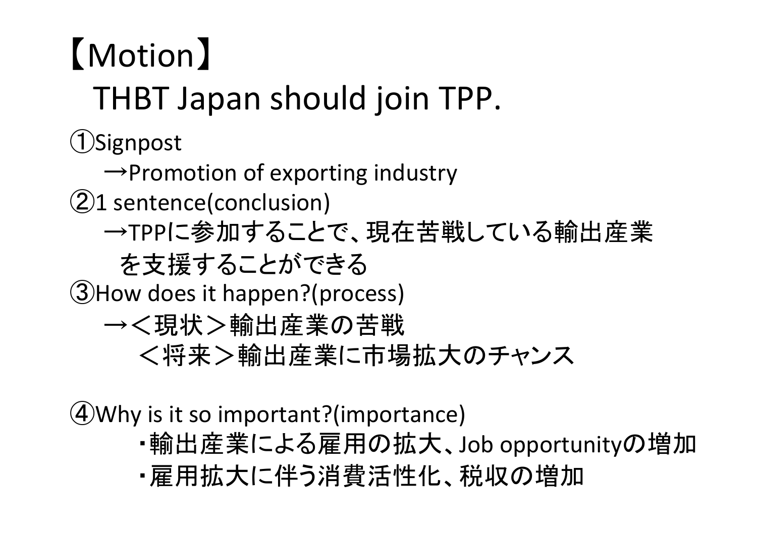# 【Motion】

## THBT Japan should join TPP.

①Signpost

　→Promotion of exporting industry

②1 sentence(conclusion)

　→TPPに参加することで、現在苦戦している輸出産業を支援することができる

③How does it happen?(process)

　→＜現状＞輸出産業の苦戦

　　＜将来＞輸出産業に市場拡大のチャンス

④Why is it so important?(importance)

　・輸出産業による雇用の拡大、Job opportunityの増加

　・雇用拡大に伴う消費活性化、税収の増加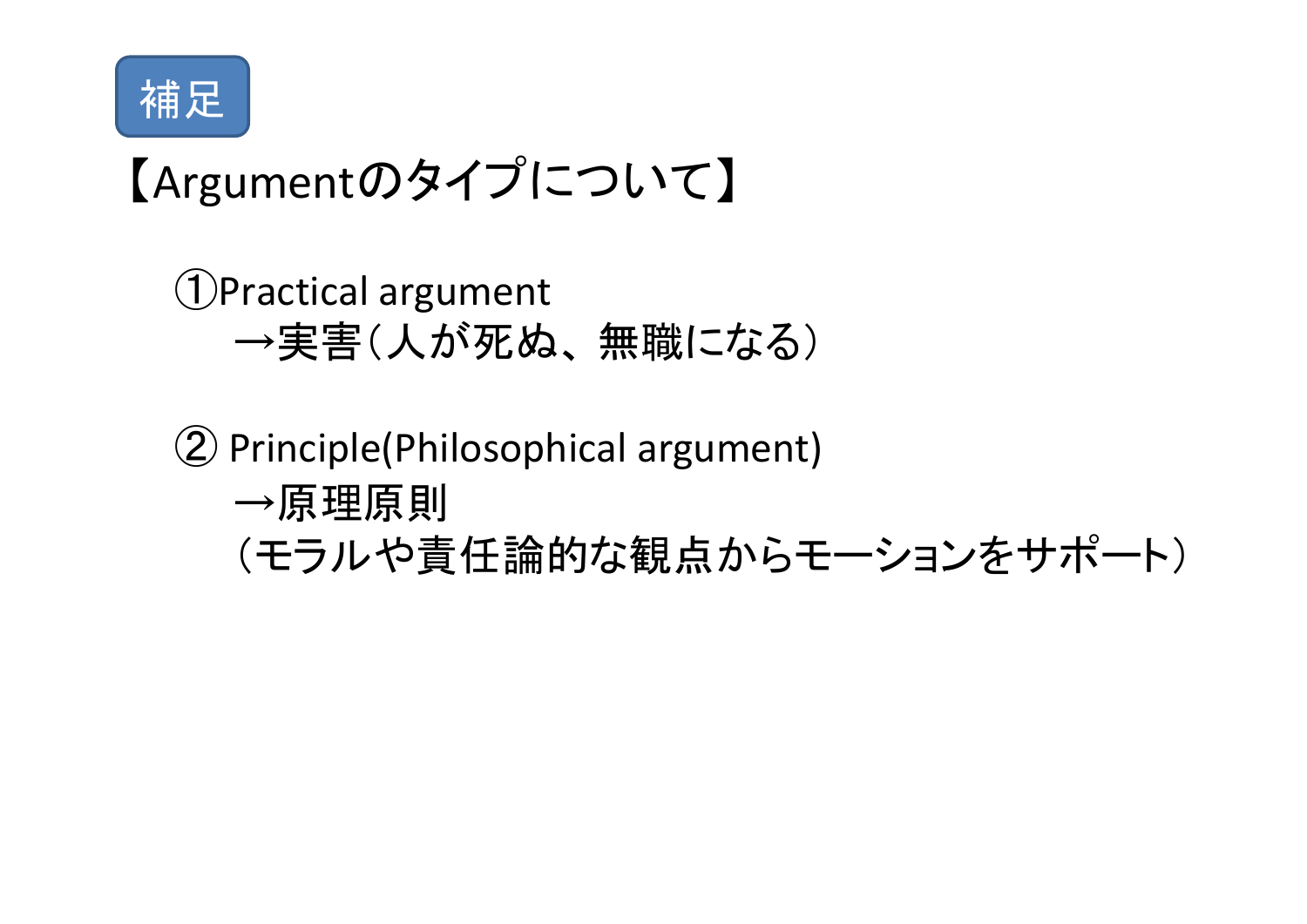補足

## 【Argumentのタイプについて】

①Practical argument
→実害（人が死ぬ、無職になる）

② Principle(Philosophical argument)
→原理原則
（モラルや責任論的な観点からモーションをサポート）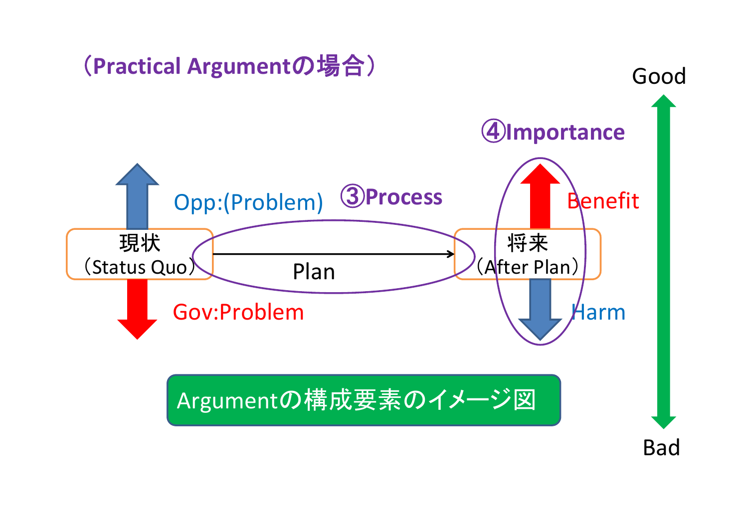（Practical Argumentの場合）

④Importance

Good

Opp:(Problem)

③Process

Benefit

現状（Status Quo）

Plan

将来（After Plan）

Gov:Problem

Harm

Bad

Argumentの構成要素のイメージ図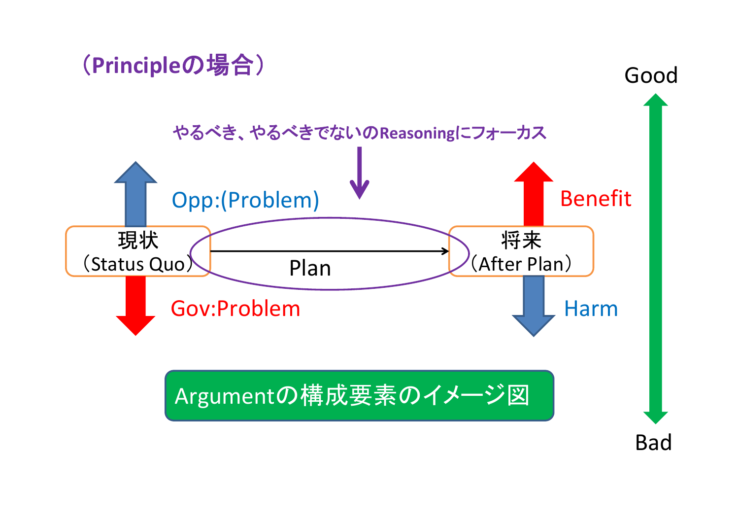（Principleの場合）

やるべき、やるべきでないのReasoningにフォーカス

Opp:(Problem)

現状
（Status Quo）

Plan

将来
（After Plan）

Benefit

Gov:Problem

Harm

Good

Bad

Argumentの構成要素のイメージ図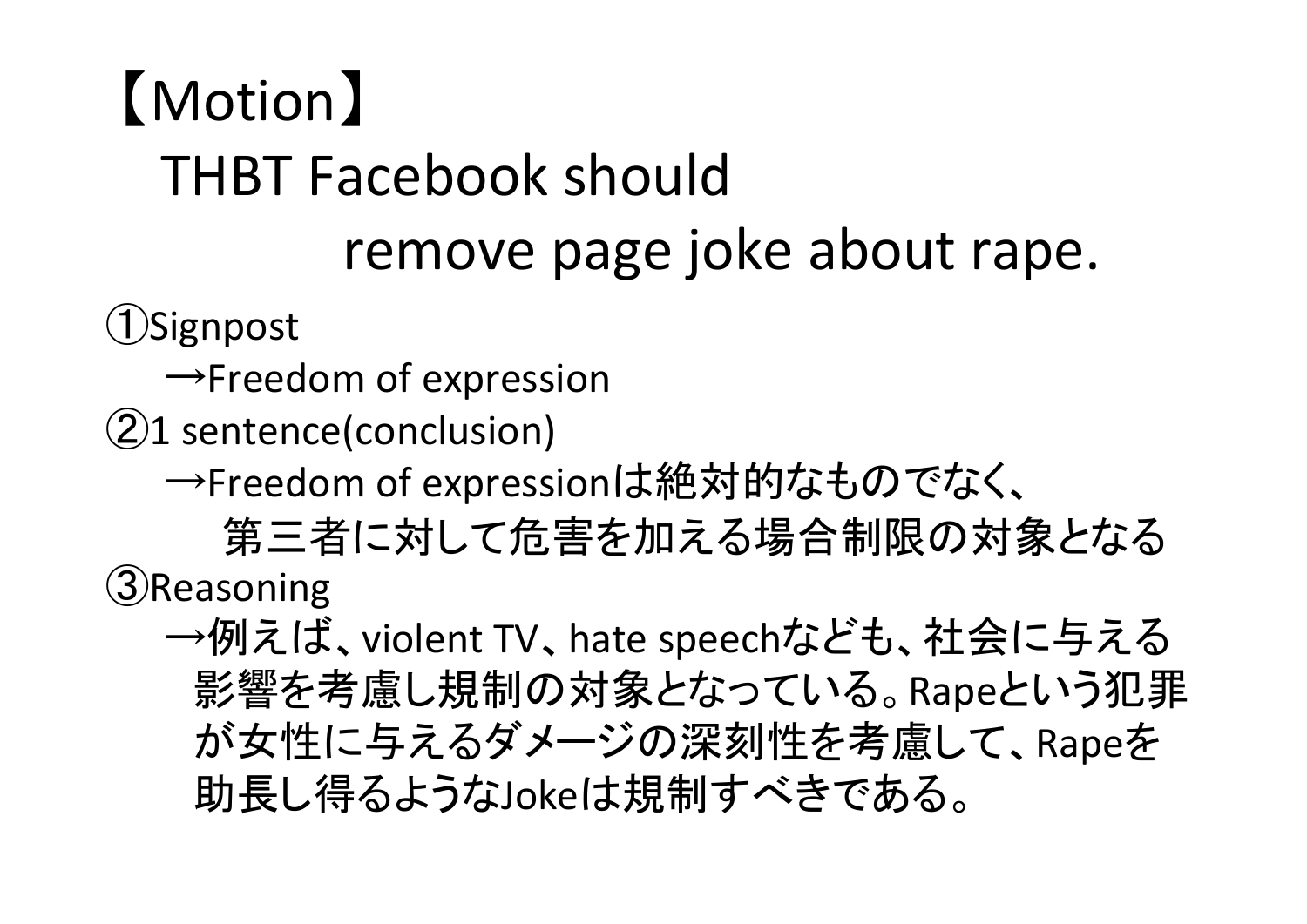# 【Motion】

## THBT Facebook should remove page joke about rape.

①Signpost

→Freedom of expression

②1 sentence(conclusion)

→Freedom of expressionは絶対的なものでなく、第三者に対して危害を加える場合制限の対象となる

③Reasoning

→例えば、violent TV、hate speechなども、社会に与える影響を考慮し規制の対象となっている。Rapeという犯罪が女性に与えるダメージの深刻性を考慮して、Rapeを助長し得るようなJokeは規制すべきである。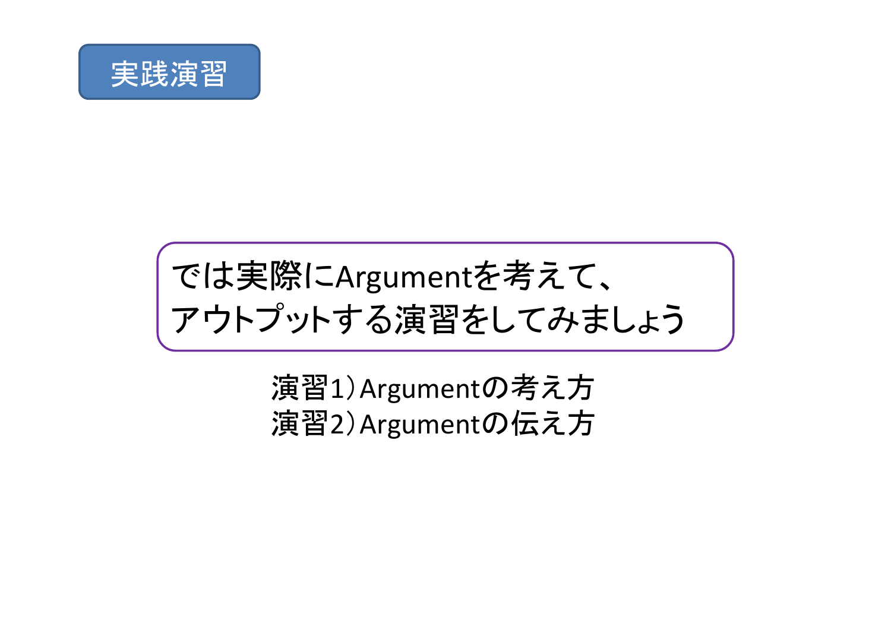## 実践演習

では実際にArgumentを考えて、
アウトプットする演習をしてみましょう

演習1）Argumentの考え方
演習2）Argumentの伝え方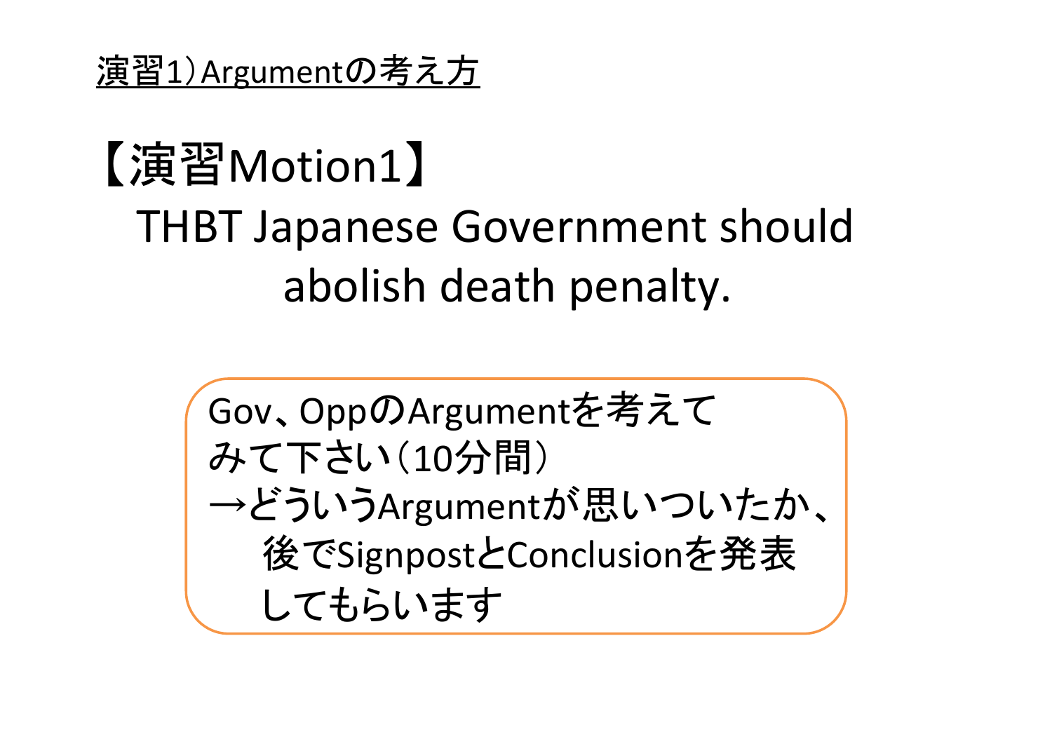演習1）Argumentの考え方

# 【演習Motion1】

THBT Japanese Government should abolish death penalty.

Gov、OppのArgumentを考えてみて下さい（10分間）
→どういうArgumentが思いついたか、後でSignpostとConclusionを発表してもらいます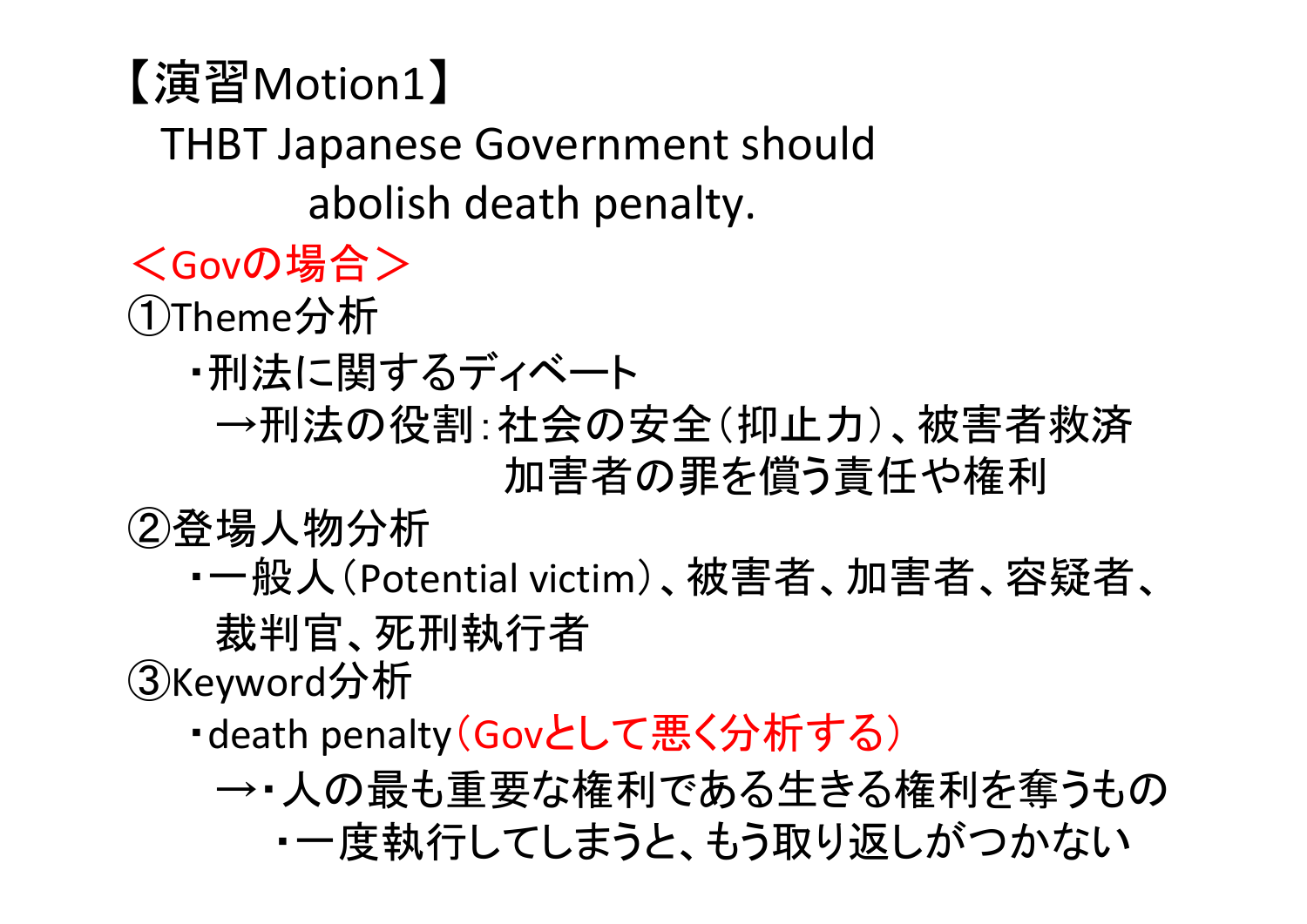# 【演習Motion1】

THBT Japanese Government should abolish death penalty.

＜Govの場合＞

①Theme分析

- ・刑法に関するディベート
  - →刑法の役割：社会の安全（抑止力）、被害者救済
    加害者の罪を償う責任や権利

②登場人物分析

- ・一般人（Potential victim）、被害者、加害者、容疑者、裁判官、死刑執行者

③Keyword分析

- ・death penalty（Govとして悪く分析する）
  - →・人の最も重要な権利である生きる権利を奪うもの
  - ・一度執行してしまうと、もう取り返しがつかない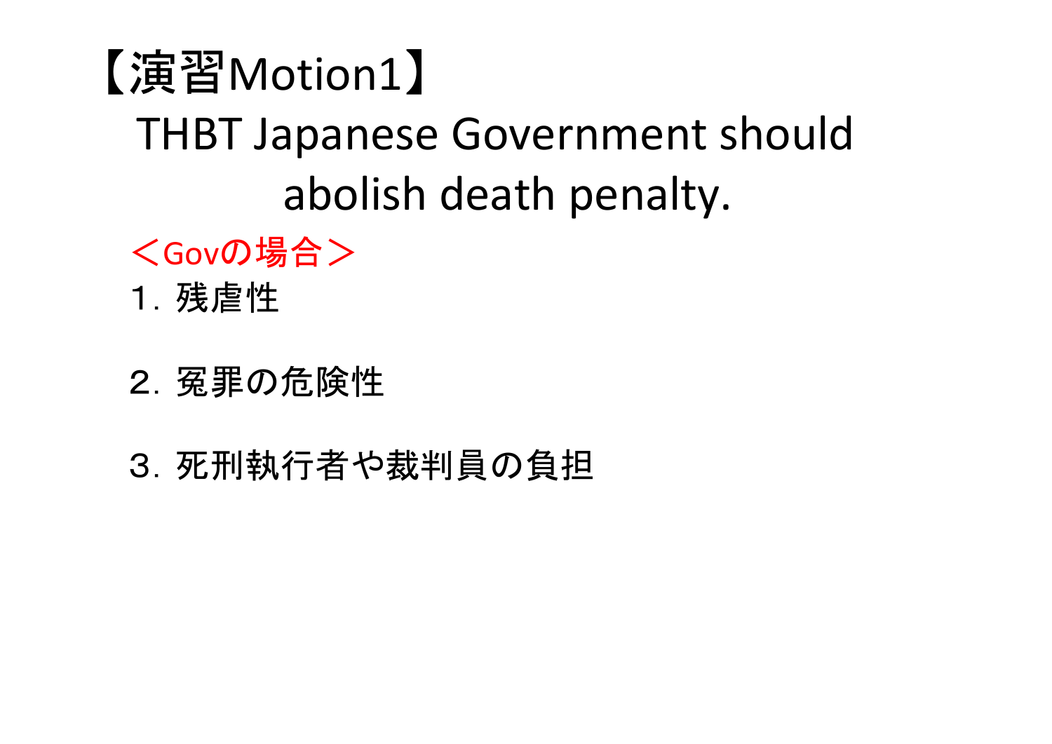# 【演習Motion1】

## THBT Japanese Government should abolish death penalty.

＜Govの場合＞

１. 残虐性

２. 冤罪の危険性

３. 死刑執行者や裁判員の負担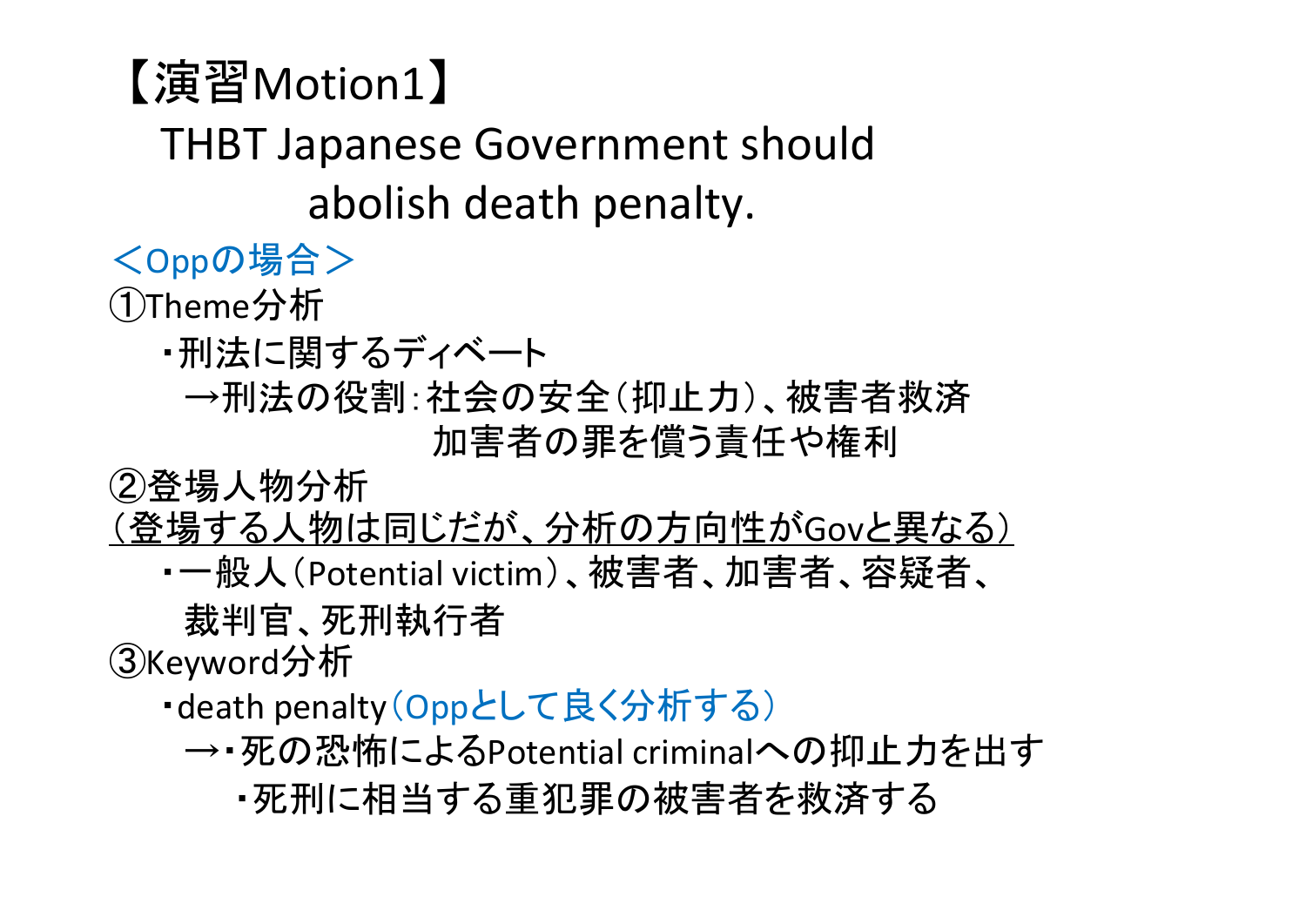# 【演習Motion1】

THBT Japanese Government should
abolish death penalty.

＜Oppの場合＞

①Theme分析

- 刑法に関するディベート
  - →刑法の役割：社会の安全（抑止力）、被害者救済
    加害者の罪を償う責任や権利

②登場人物分析

（登場する人物は同じだが、分析の方向性がGovと異なる）

- 一般人（Potential victim）、被害者、加害者、容疑者、
  裁判官、死刑執行者

③Keyword分析

- death penalty（Oppとして良く分析する）
  - →・死の恐怖によるPotential criminalへの抑止力を出す
    - ・死刑に相当する重犯罪の被害者を救済する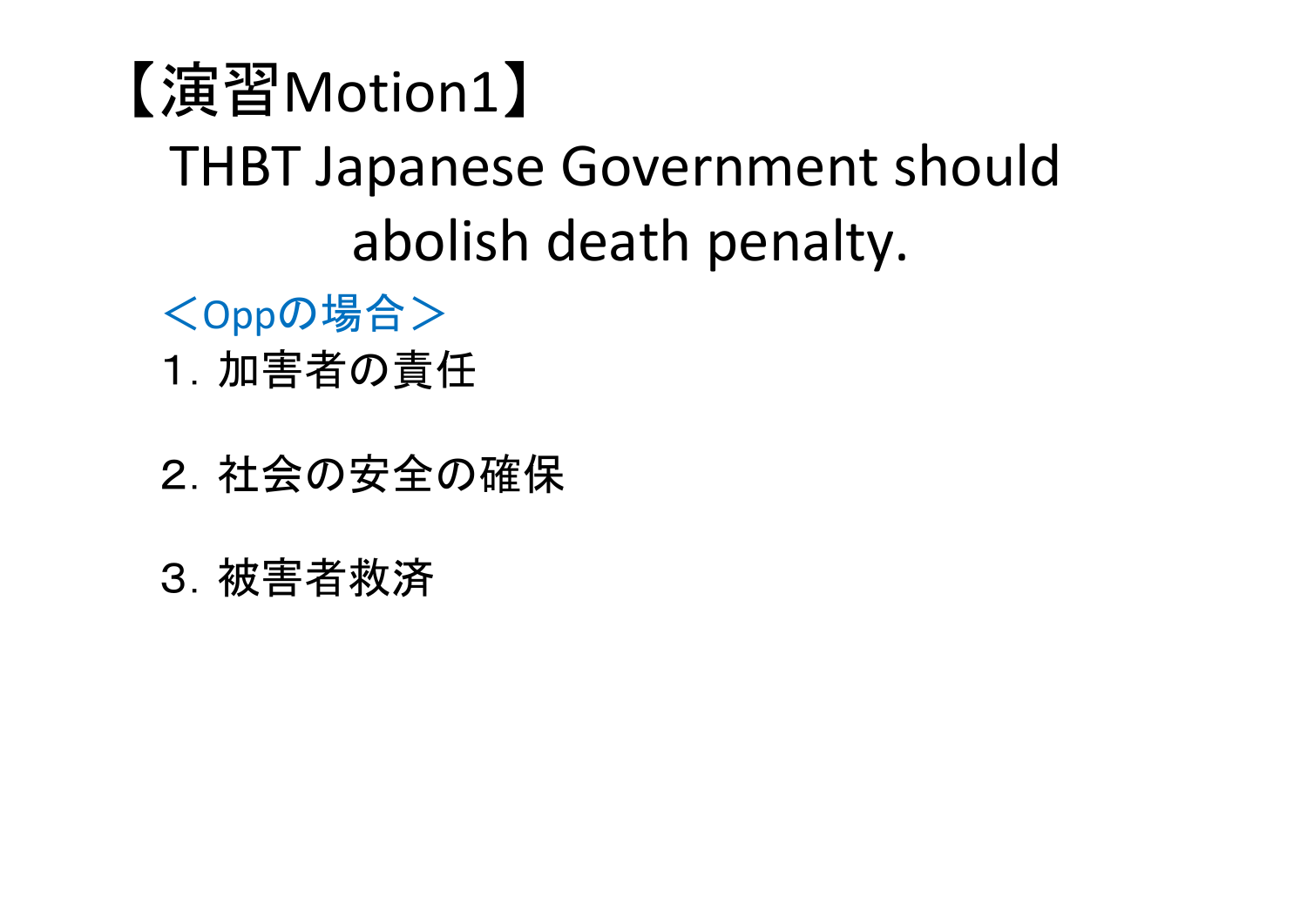# 【演習Motion1】

## THBT Japanese Government should abolish death penalty.

＜Oppの場合＞

１. 加害者の責任

２. 社会の安全の確保

３. 被害者救済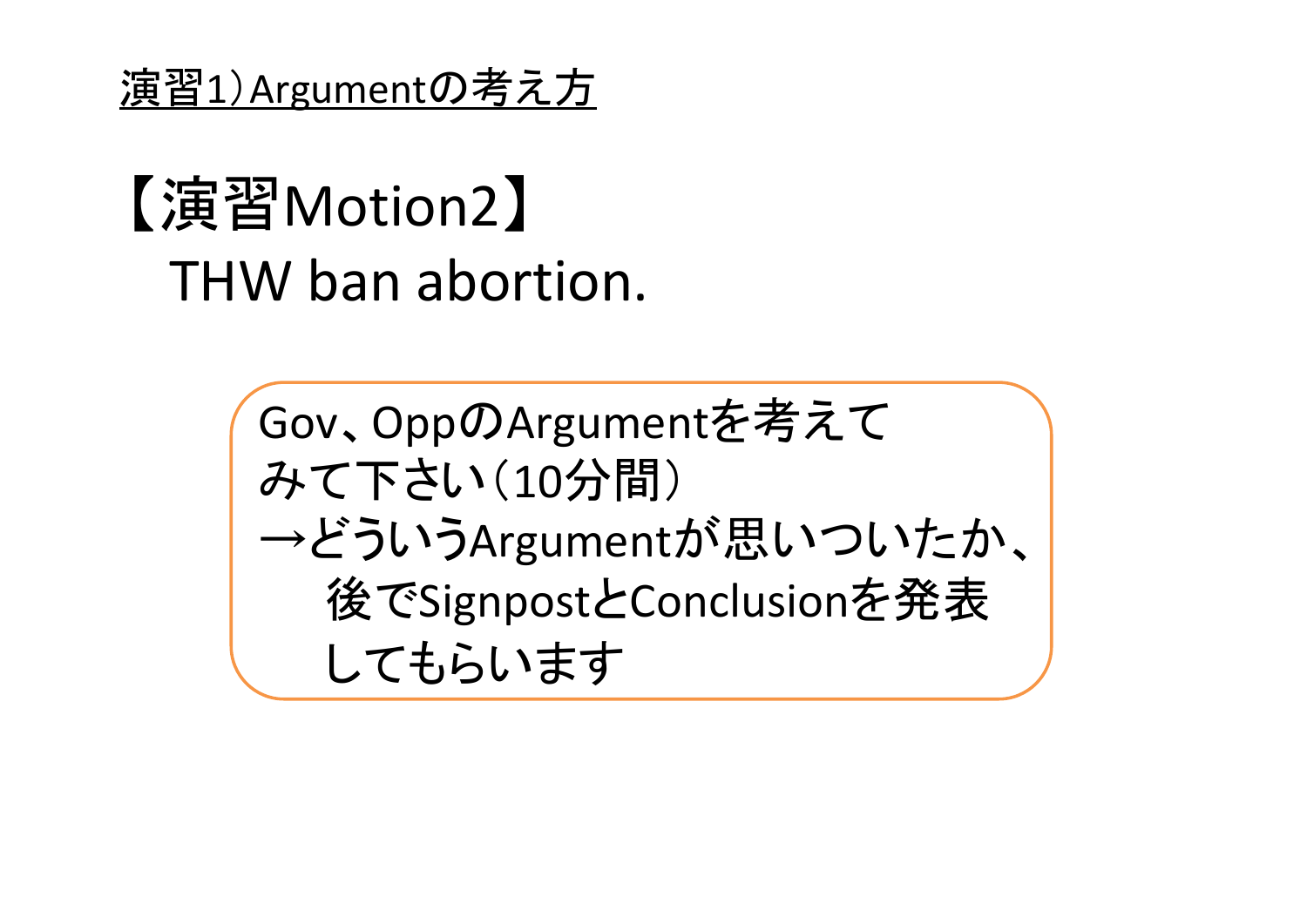演習1）Argumentの考え方

# 【演習Motion2】

## THW ban abortion.

Gov、OppのArgumentを考えてみて下さい（10分間）
→どういうArgumentが思いついたか、後でSignpostとConclusionを発表してもらいます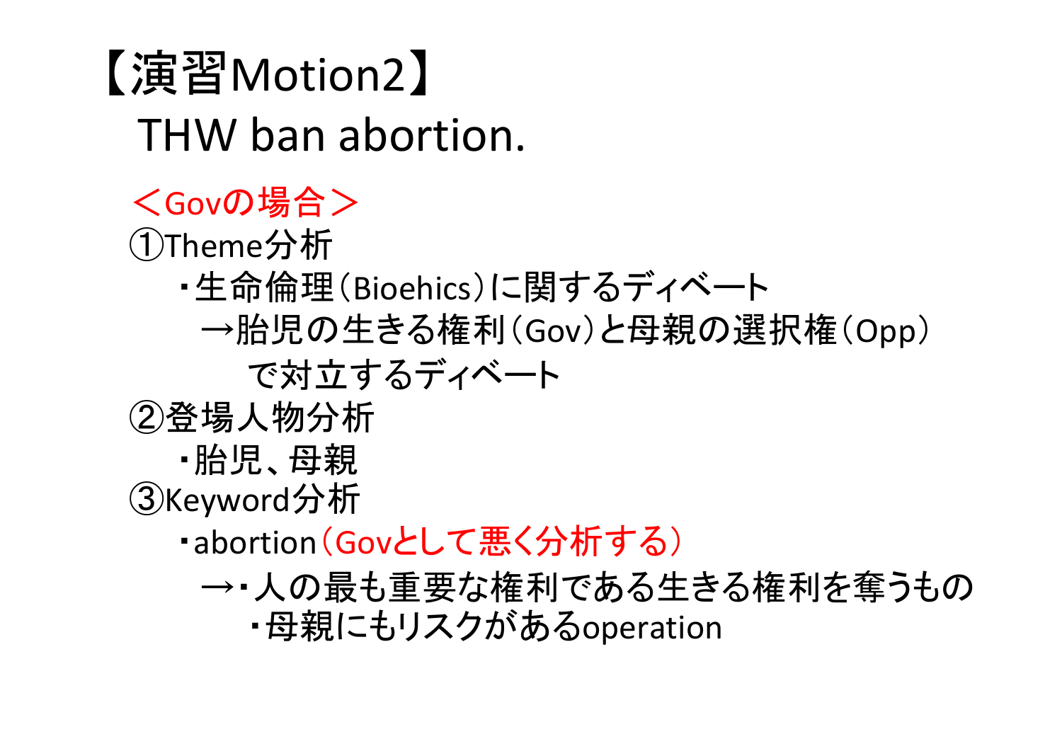# 【演習Motion2】

## THW ban abortion.

＜Govの場合＞

①Theme分析

- ･生命倫理（Bioehics）に関するディベート
  - →胎児の生きる権利（Gov）と母親の選択権（Opp）で対立するディベート

②登場人物分析

- ･胎児、母親

③Keyword分析

- ･abortion（Govとして悪く分析する）
  - →･人の最も重要な権利である生きる権利を奪うもの
  - ･母親にもリスクがあるoperation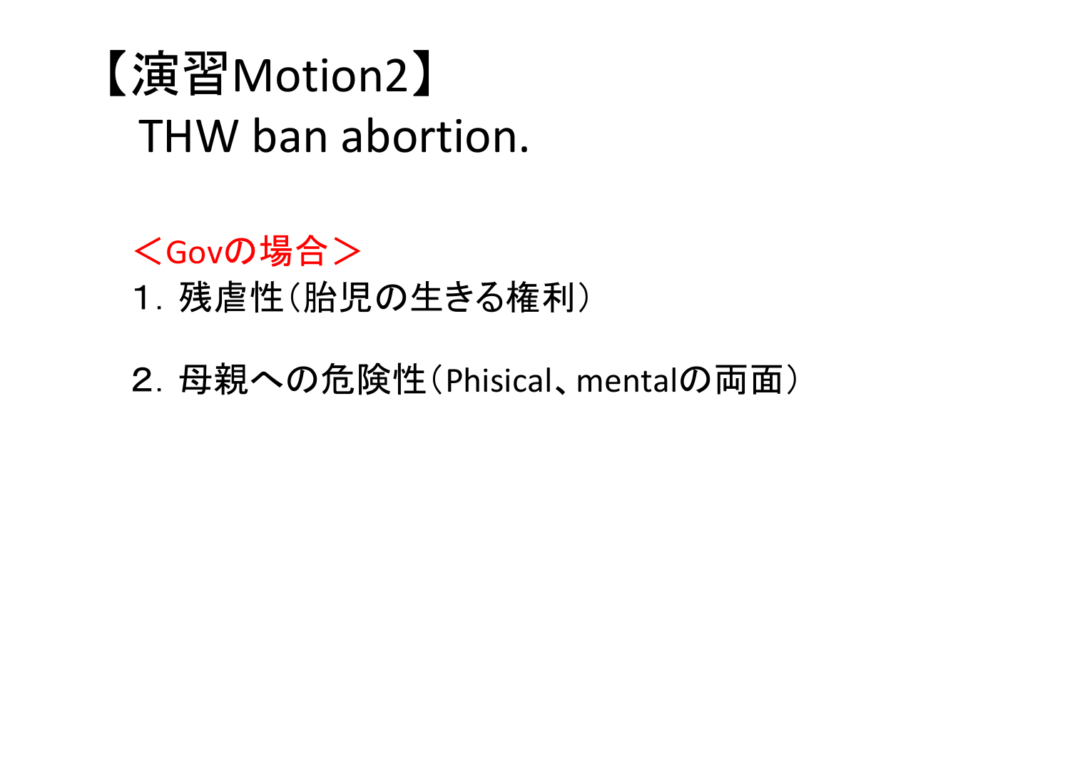# 【演習Motion2】

THW ban abortion.

＜Govの場合＞

１. 残虐性（胎児の生きる権利）

２. 母親への危険性（Phisical、mentalの両面）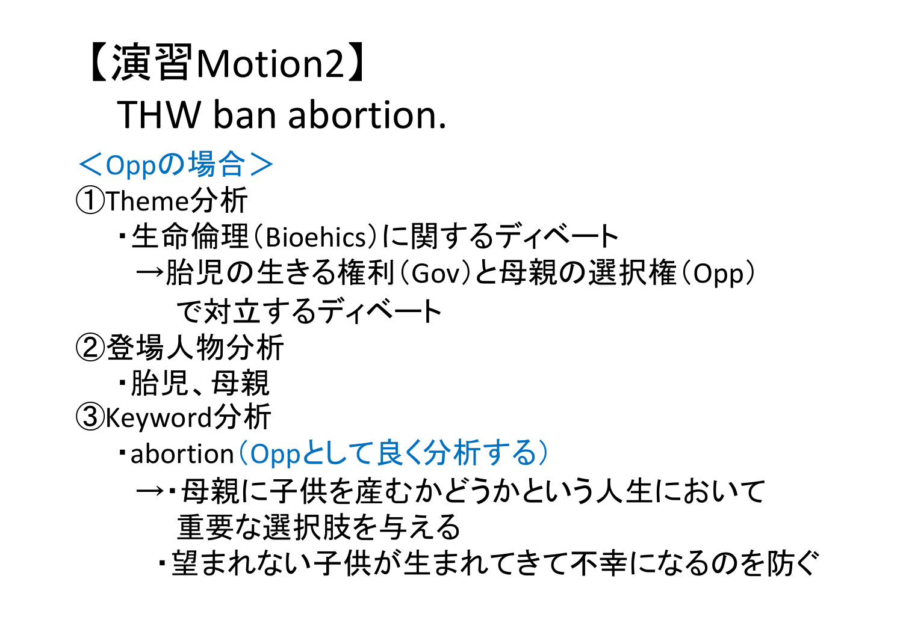# 【演習Motion2】

## THW ban abortion.

＜Oppの場合＞

①Theme分析

・生命倫理（Bioehics）に関するディベート

→胎児の生きる権利（Gov）と母親の選択権（Opp）で対立するディベート

②登場人物分析

・胎児、母親

③Keyword分析

・abortion（Oppとして良く分析する）

→・母親に子供を産むかどうかという人生において重要な選択肢を与える

・望まれない子供が生まれてきて不幸になるのを防ぐ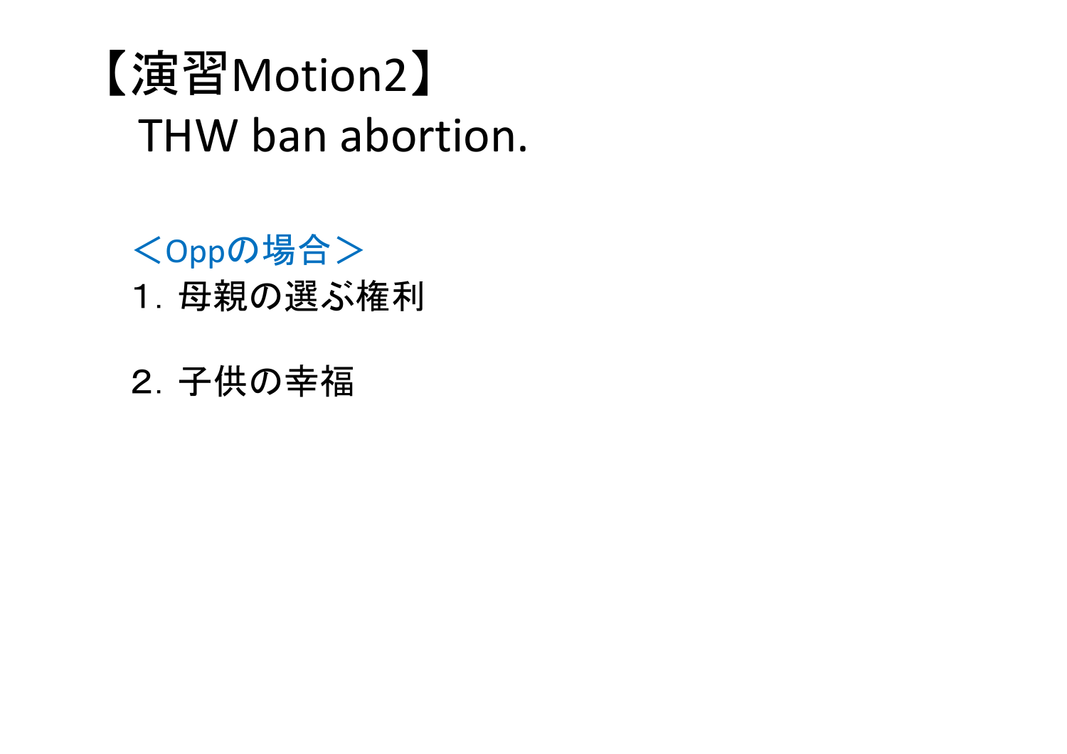# 【演習Motion2】

THW ban abortion.

＜Oppの場合＞

１. 母親の選ぶ権利

２. 子供の幸福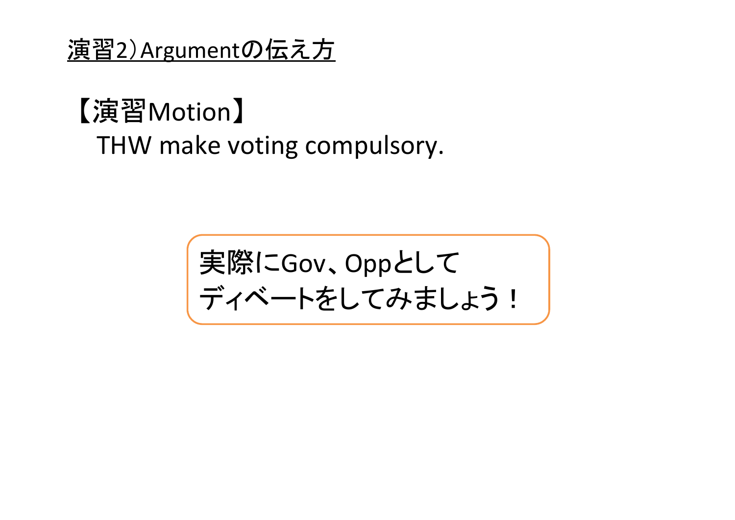## 演習2）Argumentの伝え方

【演習Motion】

THW make voting compulsory.

実際にGov、Oppとして
ディベートをしてみましょう！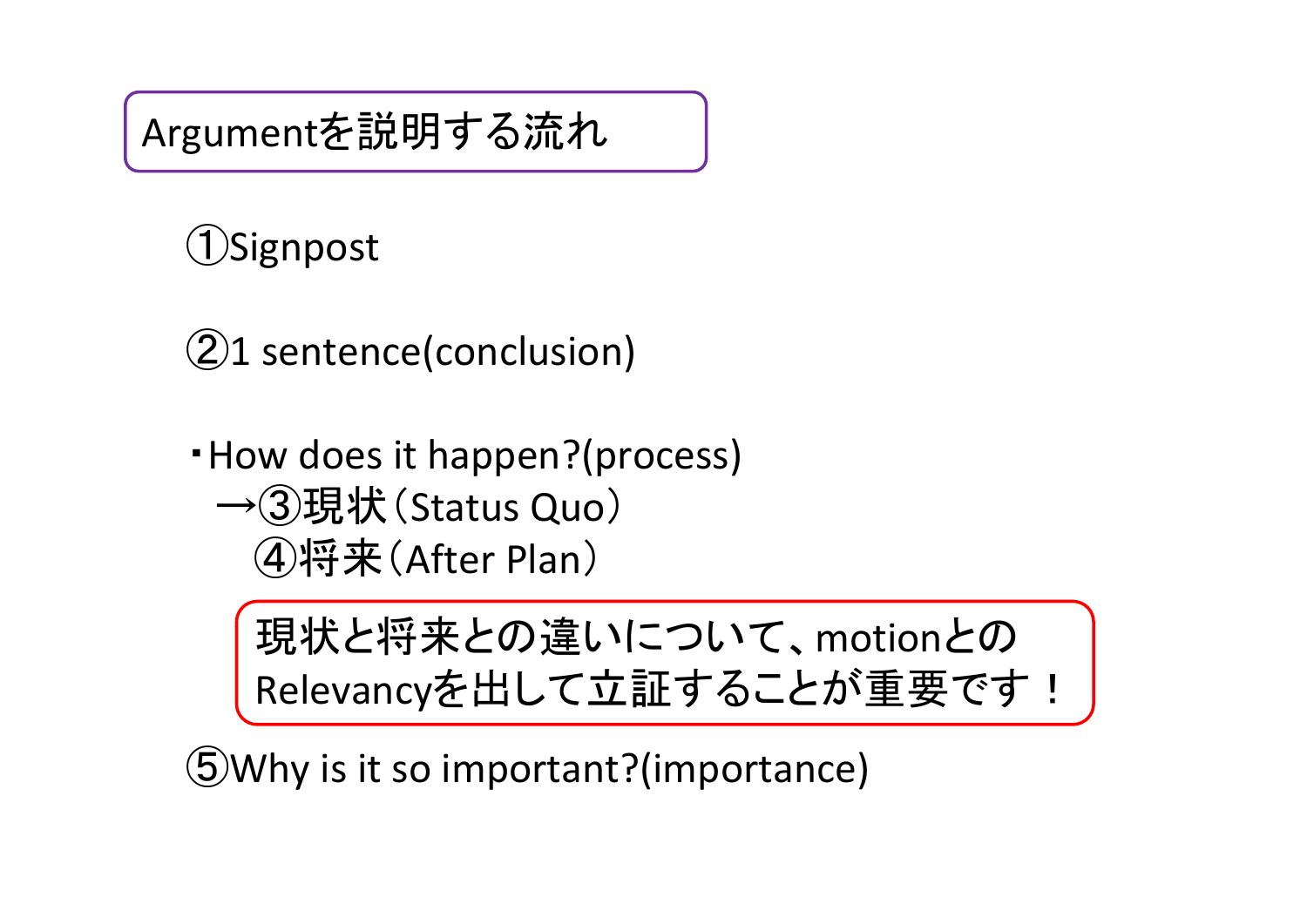## Argumentを説明する流れ

①Signpost

②1 sentence(conclusion)

・How does it happen?(process)
→③現状（Status Quo）
④将来（After Plan）

**現状と将来との違いについて、motionとのRelevancyを出して立証することが重要です！**

⑤Why is it so important?(importance)